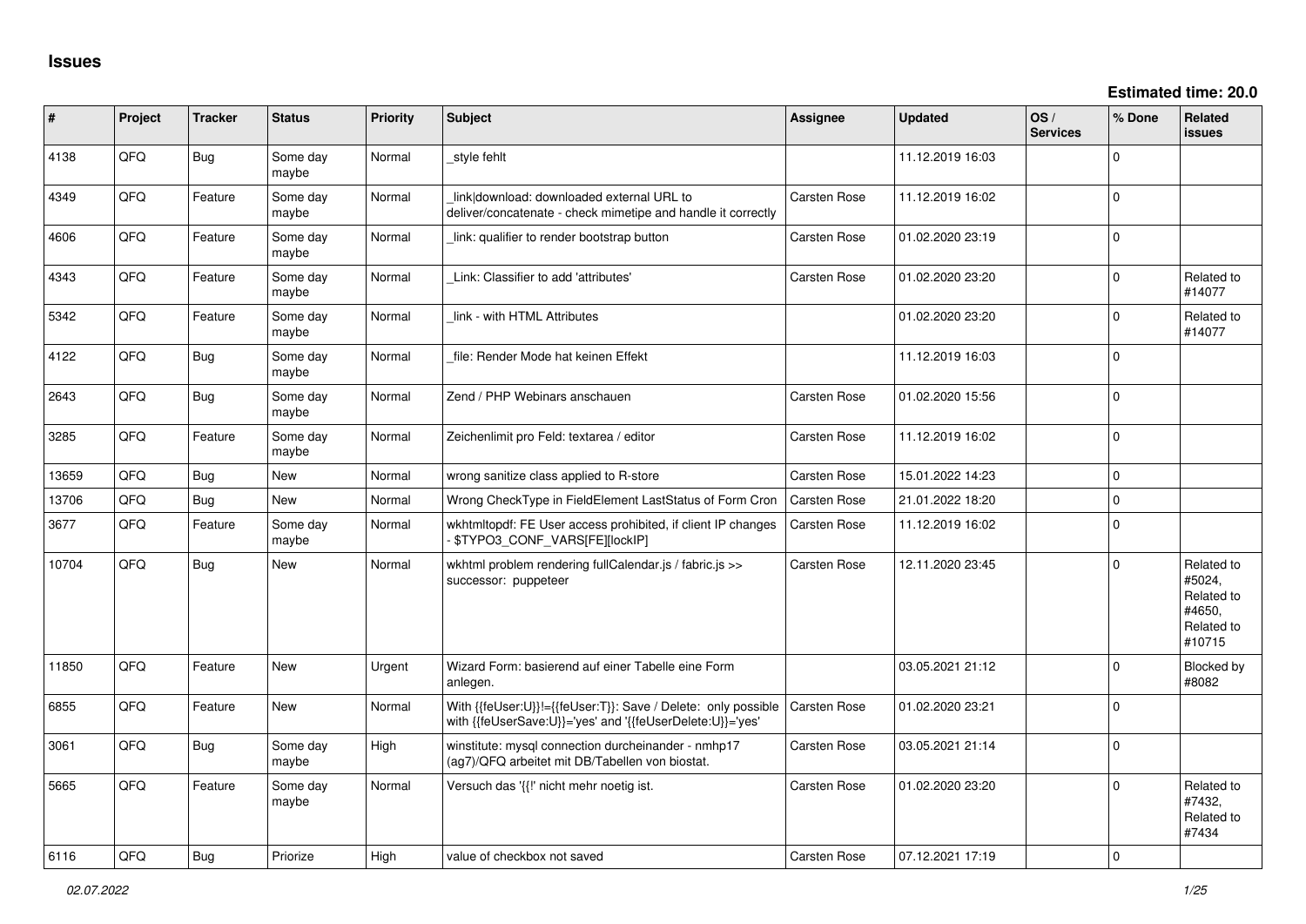# Issues

**Estimated time: 20.0**

| # | Project | Tracker | Status | Priority | Subject | Assignee | Updated | OS / Services | % Done | Related issues |
|---|---|---|---|---|---|---|---|---|---|---|
| 4138 | QFQ | Bug | Some day maybe | Normal | _style fehlt | | 11.12.2019 16:03 | | 0 | |
| 4349 | QFQ | Feature | Some day maybe | Normal | _link\|download: downloaded external URL to deliver/concatenate - check mimetipe and handle it correctly | Carsten Rose | 11.12.2019 16:02 | | 0 | |
| 4606 | QFQ | Feature | Some day maybe | Normal | _link: qualifier to render bootstrap button | Carsten Rose | 01.02.2020 23:19 | | 0 | |
| 4343 | QFQ | Feature | Some day maybe | Normal | _Link: Classifier to add 'attributes' | Carsten Rose | 01.02.2020 23:20 | | 0 | Related to #14077 |
| 5342 | QFQ | Feature | Some day maybe | Normal | _link - with HTML Attributes | | 01.02.2020 23:20 | | 0 | Related to #14077 |
| 4122 | QFQ | Bug | Some day maybe | Normal | _file: Render Mode hat keinen Effekt | | 11.12.2019 16:03 | | 0 | |
| 2643 | QFQ | Bug | Some day maybe | Normal | Zend / PHP Webinars anschauen | Carsten Rose | 01.02.2020 15:56 | | 0 | |
| 3285 | QFQ | Feature | Some day maybe | Normal | Zeichenlimit pro Feld: textarea / editor | Carsten Rose | 11.12.2019 16:02 | | 0 | |
| 13659 | QFQ | Bug | New | Normal | wrong sanitize class applied to R-store | Carsten Rose | 15.01.2022 14:23 | | 0 | |
| 13706 | QFQ | Bug | New | Normal | Wrong CheckType in FieldElement LastStatus of Form Cron | Carsten Rose | 21.01.2022 18:20 | | 0 | |
| 3677 | QFQ | Feature | Some day maybe | Normal | wkhtmltopdf: FE User access prohibited, if client IP changes - $TYPO3_CONF_VARS[FE][lockIP] | Carsten Rose | 11.12.2019 16:02 | | 0 | |
| 10704 | QFQ | Bug | New | Normal | wkhtml problem rendering fullCalendar.js / fabric.js >> successor: puppeteer | Carsten Rose | 12.11.2020 23:45 | | 0 | Related to #5024, Related to #4650, Related to #10715 |
| 11850 | QFQ | Feature | New | Urgent | Wizard Form: basierend auf einer Tabelle eine Form anlegen. | | 03.05.2021 21:12 | | 0 | Blocked by #8082 |
| 6855 | QFQ | Feature | New | Normal | With {{feUser:U}}!={{feUser:T}}: Save / Delete: only possible with {{feUserSave:U}}='yes' and '{{feUserDelete:U}}='yes' | Carsten Rose | 01.02.2020 23:21 | | 0 | |
| 3061 | QFQ | Bug | Some day maybe | High | winstitute: mysql connection durcheinander - nmhp17 (ag7)/QFQ arbeitet mit DB/Tabellen von biostat. | Carsten Rose | 03.05.2021 21:14 | | 0 | |
| 5665 | QFQ | Feature | Some day maybe | Normal | Versuch das '{{!' nicht mehr noetig ist. | Carsten Rose | 01.02.2020 23:20 | | 0 | Related to #7432, Related to #7434 |
| 6116 | QFQ | Bug | Priorize | High | value of checkbox not saved | Carsten Rose | 07.12.2021 17:19 | | 0 | |

*02.07.2022*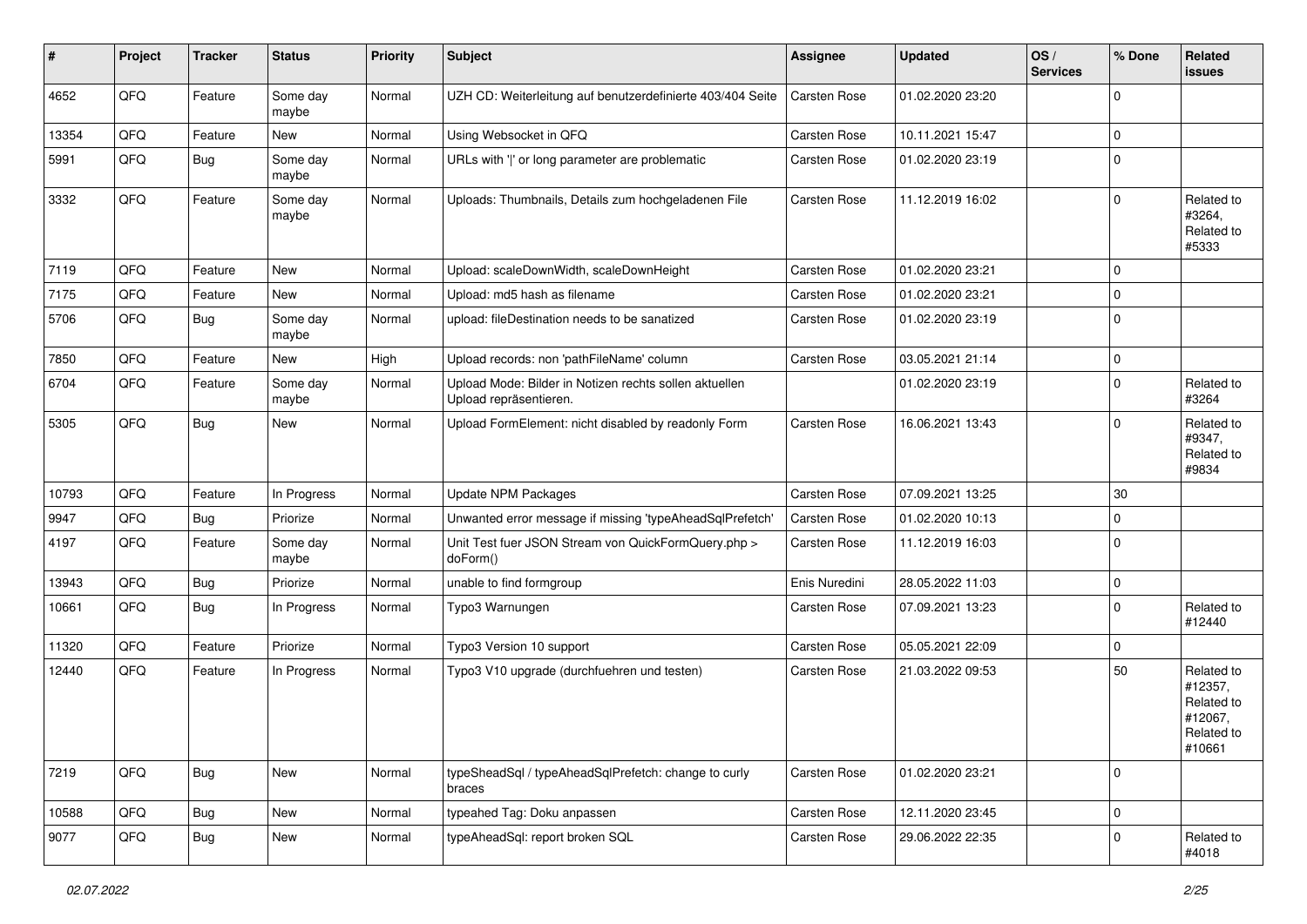| # | Project | Tracker | Status | Priority | Subject | Assignee | Updated | OS / Services | % Done | Related issues |
|---|---|---|---|---|---|---|---|---|---|---|
| 4652 | QFQ | Feature | Some day maybe | Normal | UZH CD: Weiterleitung auf benutzerdefinierte 403/404 Seite | Carsten Rose | 01.02.2020 23:20 | | 0 | |
| 13354 | QFQ | Feature | New | Normal | Using Websocket in QFQ | Carsten Rose | 10.11.2021 15:47 | | 0 | |
| 5991 | QFQ | Bug | Some day maybe | Normal | URLs with '\|' or long parameter are problematic | Carsten Rose | 01.02.2020 23:19 | | 0 | |
| 3332 | QFQ | Feature | Some day maybe | Normal | Uploads: Thumbnails, Details zum hochgeladenen File | Carsten Rose | 11.12.2019 16:02 | | 0 | Related to #3264, Related to #5333 |
| 7119 | QFQ | Feature | New | Normal | Upload: scaleDownWidth, scaleDownHeight | Carsten Rose | 01.02.2020 23:21 | | 0 | |
| 7175 | QFQ | Feature | New | Normal | Upload: md5 hash as filename | Carsten Rose | 01.02.2020 23:21 | | 0 | |
| 5706 | QFQ | Bug | Some day maybe | Normal | upload: fileDestination needs to be sanatized | Carsten Rose | 01.02.2020 23:19 | | 0 | |
| 7850 | QFQ | Feature | New | High | Upload records: non 'pathFileName' column | Carsten Rose | 03.05.2021 21:14 | | 0 | |
| 6704 | QFQ | Feature | Some day maybe | Normal | Upload Mode: Bilder in Notizen rechts sollen aktuellen Upload repräsentieren. | | 01.02.2020 23:19 | | 0 | Related to #3264 |
| 5305 | QFQ | Bug | New | Normal | Upload FormElement: nicht disabled by readonly Form | Carsten Rose | 16.06.2021 13:43 | | 0 | Related to #9347, Related to #9834 |
| 10793 | QFQ | Feature | In Progress | Normal | Update NPM Packages | Carsten Rose | 07.09.2021 13:25 | | 30 | |
| 9947 | QFQ | Bug | Priorize | Normal | Unwanted error message if missing 'typeAheadSqlPrefetch' | Carsten Rose | 01.02.2020 10:13 | | 0 | |
| 4197 | QFQ | Feature | Some day maybe | Normal | Unit Test fuer JSON Stream von QuickFormQuery.php > doForm() | Carsten Rose | 11.12.2019 16:03 | | 0 | |
| 13943 | QFQ | Bug | Priorize | Normal | unable to find formgroup | Enis Nuredini | 28.05.2022 11:03 | | 0 | |
| 10661 | QFQ | Bug | In Progress | Normal | Typo3 Warnungen | Carsten Rose | 07.09.2021 13:23 | | 0 | Related to #12440 |
| 11320 | QFQ | Feature | Priorize | Normal | Typo3 Version 10 support | Carsten Rose | 05.05.2021 22:09 | | 0 | |
| 12440 | QFQ | Feature | In Progress | Normal | Typo3 V10 upgrade (durchfuehren und testen) | Carsten Rose | 21.03.2022 09:53 | | 50 | Related to #12357, Related to #12067, Related to #10661 |
| 7219 | QFQ | Bug | New | Normal | typeSheadSql / typeAheadSqlPrefetch: change to curly braces | Carsten Rose | 01.02.2020 23:21 | | 0 | |
| 10588 | QFQ | Bug | New | Normal | typeahed Tag: Doku anpassen | Carsten Rose | 12.11.2020 23:45 | | 0 | |
| 9077 | QFQ | Bug | New | Normal | typeAheadSql: report broken SQL | Carsten Rose | 29.06.2022 22:35 | | 0 | Related to #4018 |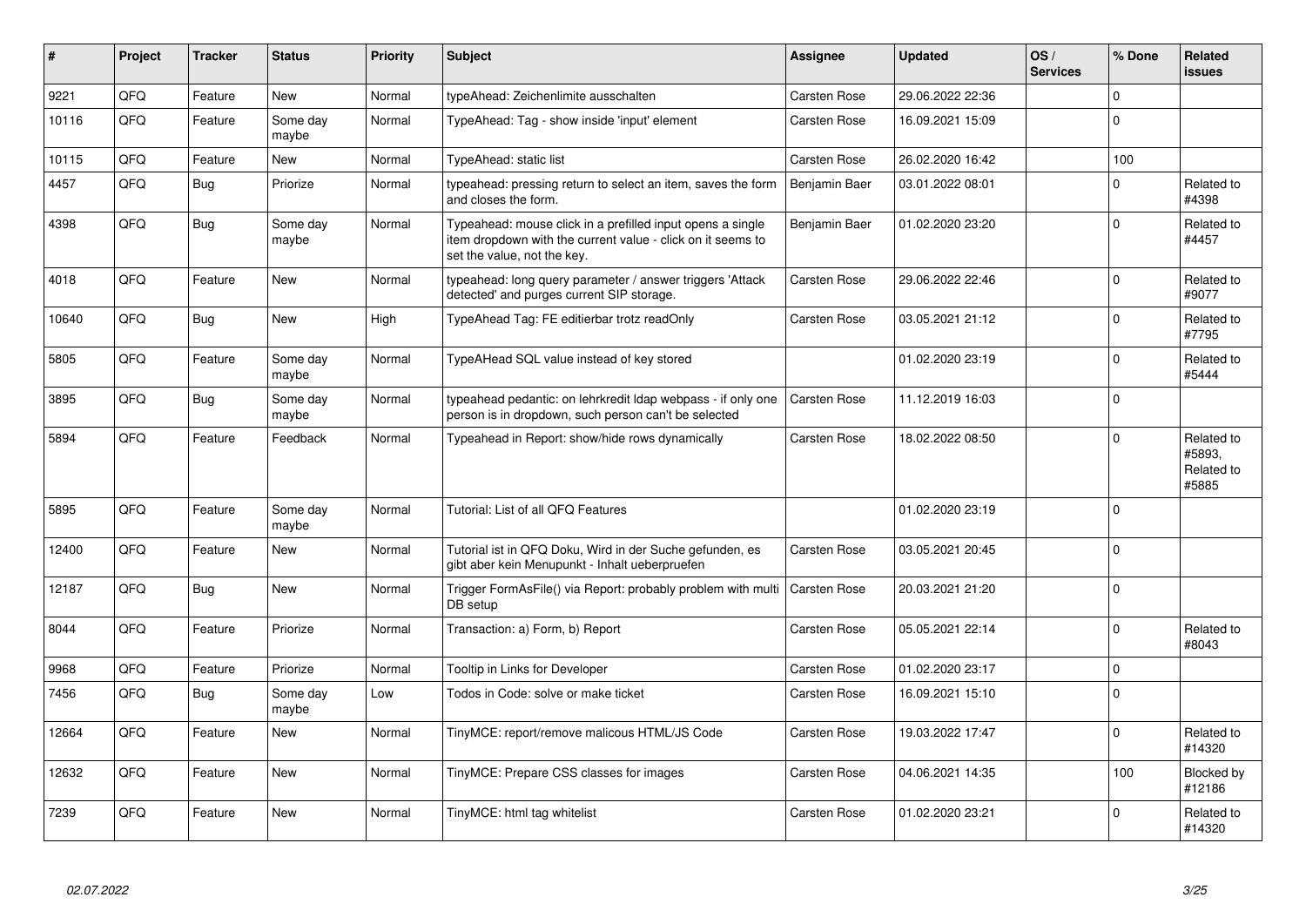| # | Project | Tracker | Status | Priority | Subject | Assignee | Updated | OS / Services | % Done | Related issues |
|---|---|---|---|---|---|---|---|---|---|---|
| 9221 | QFQ | Feature | New | Normal | typeAhead: Zeichenlimite ausschalten | Carsten Rose | 29.06.2022 22:36 | | 0 | |
| 10116 | QFQ | Feature | Some day maybe | Normal | TypeAhead: Tag - show inside 'input' element | Carsten Rose | 16.09.2021 15:09 | | 0 | |
| 10115 | QFQ | Feature | New | Normal | TypeAhead: static list | Carsten Rose | 26.02.2020 16:42 | | 100 | |
| 4457 | QFQ | Bug | Priorize | Normal | typeahead: pressing return to select an item, saves the form and closes the form. | Benjamin Baer | 03.01.2022 08:01 | | 0 | Related to #4398 |
| 4398 | QFQ | Bug | Some day maybe | Normal | Typeahead: mouse click in a prefilled input opens a single item dropdown with the current value - click on it seems to set the value, not the key. | Benjamin Baer | 01.02.2020 23:20 | | 0 | Related to #4457 |
| 4018 | QFQ | Feature | New | Normal | typeahead: long query parameter / answer triggers 'Attack detected' and purges current SIP storage. | Carsten Rose | 29.06.2022 22:46 | | 0 | Related to #9077 |
| 10640 | QFQ | Bug | New | High | TypeAhead Tag: FE editierbar trotz readOnly | Carsten Rose | 03.05.2021 21:12 | | 0 | Related to #7795 |
| 5805 | QFQ | Feature | Some day maybe | Normal | TypeAHead SQL value instead of key stored | | 01.02.2020 23:19 | | 0 | Related to #5444 |
| 3895 | QFQ | Bug | Some day maybe | Normal | typeahead pedantic: on lehrkredit ldap webpass - if only one person is in dropdown, such person can't be selected | Carsten Rose | 11.12.2019 16:03 | | 0 | |
| 5894 | QFQ | Feature | Feedback | Normal | Typeahead in Report: show/hide rows dynamically | Carsten Rose | 18.02.2022 08:50 | | 0 | Related to #5893, Related to #5885 |
| 5895 | QFQ | Feature | Some day maybe | Normal | Tutorial: List of all QFQ Features | | 01.02.2020 23:19 | | 0 | |
| 12400 | QFQ | Feature | New | Normal | Tutorial ist in QFQ Doku, Wird in der Suche gefunden, es gibt aber kein Menupunkt - Inhalt ueberpruefen | Carsten Rose | 03.05.2021 20:45 | | 0 | |
| 12187 | QFQ | Bug | New | Normal | Trigger FormAsFile() via Report: probably problem with multi DB setup | Carsten Rose | 20.03.2021 21:20 | | 0 | |
| 8044 | QFQ | Feature | Priorize | Normal | Transaction: a) Form, b) Report | Carsten Rose | 05.05.2021 22:14 | | 0 | Related to #8043 |
| 9968 | QFQ | Feature | Priorize | Normal | Tooltip in Links for Developer | Carsten Rose | 01.02.2020 23:17 | | 0 | |
| 7456 | QFQ | Bug | Some day maybe | Low | Todos in Code: solve or make ticket | Carsten Rose | 16.09.2021 15:10 | | 0 | |
| 12664 | QFQ | Feature | New | Normal | TinyMCE: report/remove malicous HTML/JS Code | Carsten Rose | 19.03.2022 17:47 | | 0 | Related to #14320 |
| 12632 | QFQ | Feature | New | Normal | TinyMCE: Prepare CSS classes for images | Carsten Rose | 04.06.2021 14:35 | | 100 | Blocked by #12186 |
| 7239 | QFQ | Feature | New | Normal | TinyMCE: html tag whitelist | Carsten Rose | 01.02.2020 23:21 | | 0 | Related to #14320 |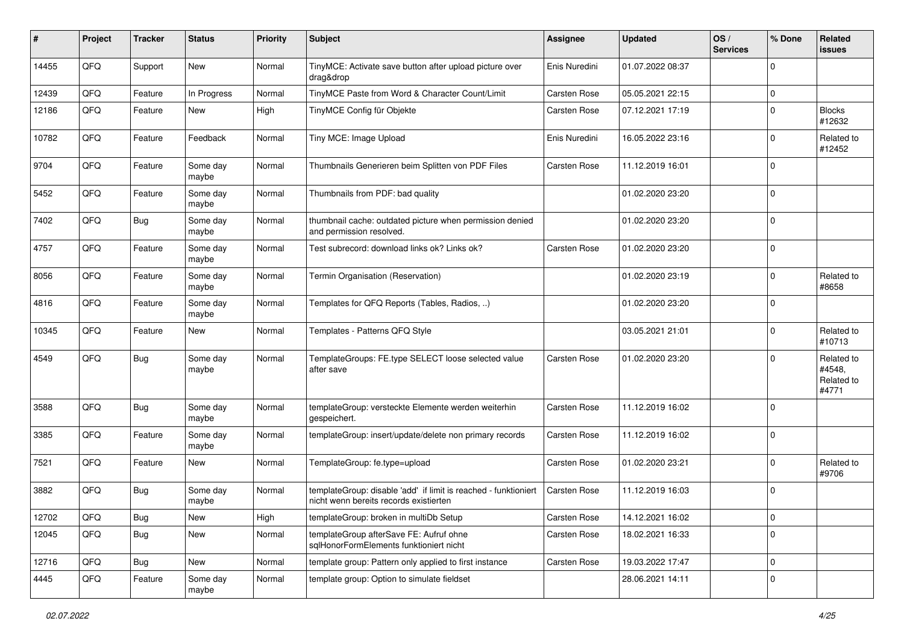| # | Project | Tracker | Status | Priority | Subject | Assignee | Updated | OS / Services | % Done | Related issues |
|---|---|---|---|---|---|---|---|---|---|---|
| 14455 | QFQ | Support | New | Normal | TinyMCE: Activate save button after upload picture over drag&drop | Enis Nuredini | 01.07.2022 08:37 | | 0 | |
| 12439 | QFQ | Feature | In Progress | Normal | TinyMCE Paste from Word & Character Count/Limit | Carsten Rose | 05.05.2021 22:15 | | 0 | |
| 12186 | QFQ | Feature | New | High | TinyMCE Config für Objekte | Carsten Rose | 07.12.2021 17:19 | | 0 | Blocks #12632 |
| 10782 | QFQ | Feature | Feedback | Normal | Tiny MCE: Image Upload | Enis Nuredini | 16.05.2022 23:16 | | 0 | Related to #12452 |
| 9704 | QFQ | Feature | Some day maybe | Normal | Thumbnails Generieren beim Splitten von PDF Files | Carsten Rose | 11.12.2019 16:01 | | 0 | |
| 5452 | QFQ | Feature | Some day maybe | Normal | Thumbnails from PDF: bad quality | | 01.02.2020 23:20 | | 0 | |
| 7402 | QFQ | Bug | Some day maybe | Normal | thumbnail cache: outdated picture when permission denied and permission resolved. | | 01.02.2020 23:20 | | 0 | |
| 4757 | QFQ | Feature | Some day maybe | Normal | Test subrecord: download links ok? Links ok? | Carsten Rose | 01.02.2020 23:20 | | 0 | |
| 8056 | QFQ | Feature | Some day maybe | Normal | Termin Organisation (Reservation) | | 01.02.2020 23:19 | | 0 | Related to #8658 |
| 4816 | QFQ | Feature | Some day maybe | Normal | Templates for QFQ Reports (Tables, Radios, ..) | | 01.02.2020 23:20 | | 0 | |
| 10345 | QFQ | Feature | New | Normal | Templates - Patterns QFQ Style | | 03.05.2021 21:01 | | 0 | Related to #10713 |
| 4549 | QFQ | Bug | Some day maybe | Normal | TemplateGroups: FE.type SELECT loose selected value after save | Carsten Rose | 01.02.2020 23:20 | | 0 | Related to #4548, Related to #4771 |
| 3588 | QFQ | Bug | Some day maybe | Normal | templateGroup: versteckte Elemente werden weiterhin gespeichert. | Carsten Rose | 11.12.2019 16:02 | | 0 | |
| 3385 | QFQ | Feature | Some day maybe | Normal | templateGroup: insert/update/delete non primary records | Carsten Rose | 11.12.2019 16:02 | | 0 | |
| 7521 | QFQ | Feature | New | Normal | TemplateGroup: fe.type=upload | Carsten Rose | 01.02.2020 23:21 | | 0 | Related to #9706 |
| 3882 | QFQ | Bug | Some day maybe | Normal | templateGroup: disable 'add' if limit is reached - funktioniert nicht wenn bereits records existierten | Carsten Rose | 11.12.2019 16:03 | | 0 | |
| 12702 | QFQ | Bug | New | High | templateGroup: broken in multiDb Setup | Carsten Rose | 14.12.2021 16:02 | | 0 | |
| 12045 | QFQ | Bug | New | Normal | templateGroup afterSave FE: Aufruf ohne sqlHonorFormElements funktioniert nicht | Carsten Rose | 18.02.2021 16:33 | | 0 | |
| 12716 | QFQ | Bug | New | Normal | template group: Pattern only applied to first instance | Carsten Rose | 19.03.2022 17:47 | | 0 | |
| 4445 | QFQ | Feature | Some day maybe | Normal | template group: Option to simulate fieldset | | 28.06.2021 14:11 | | 0 | |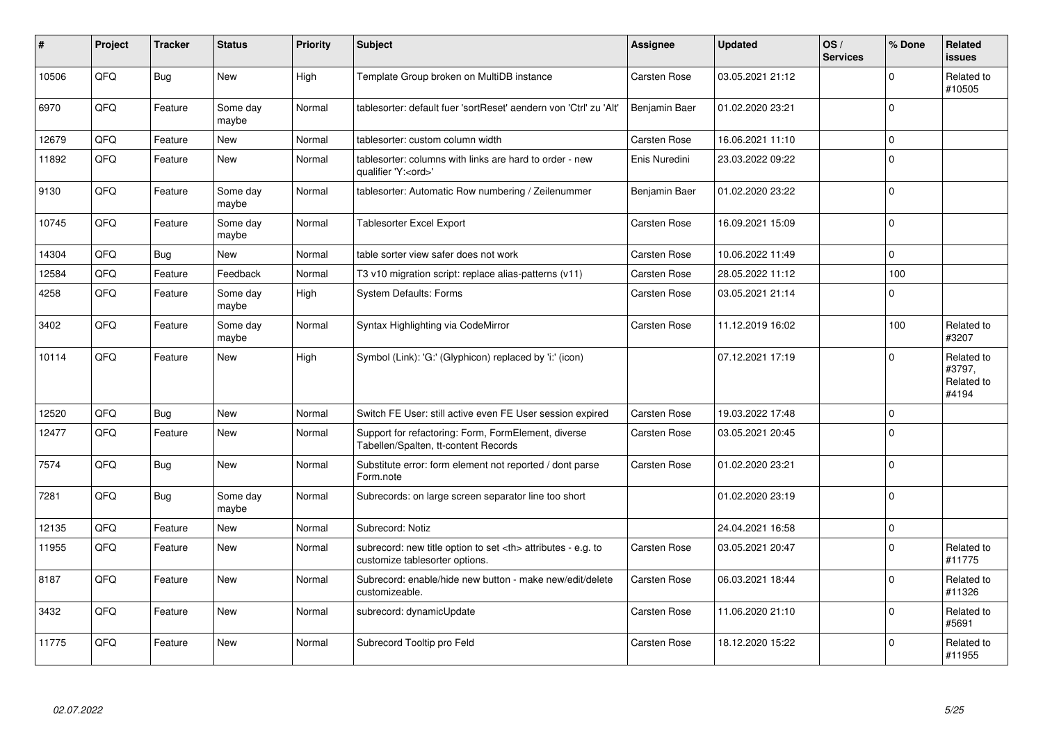| # | Project | Tracker | Status | Priority | Subject | Assignee | Updated | OS / Services | % Done | Related issues |
|---|---|---|---|---|---|---|---|---|---|---|
| 10506 | QFQ | Bug | New | High | Template Group broken on MultiDB instance | Carsten Rose | 03.05.2021 21:12 | | 0 | Related to #10505 |
| 6970 | QFQ | Feature | Some day maybe | Normal | tablesorter: default fuer 'sortReset' aendern von 'Ctrl' zu 'Alt' | Benjamin Baer | 01.02.2020 23:21 | | 0 | |
| 12679 | QFQ | Feature | New | Normal | tablesorter: custom column width | Carsten Rose | 16.06.2021 11:10 | | 0 | |
| 11892 | QFQ | Feature | New | Normal | tablesorter: columns with links are hard to order - new qualifier 'Y:<ord>' | Enis Nuredini | 23.03.2022 09:22 | | 0 | |
| 9130 | QFQ | Feature | Some day maybe | Normal | tablesorter: Automatic Row numbering / Zeilenummer | Benjamin Baer | 01.02.2020 23:22 | | 0 | |
| 10745 | QFQ | Feature | Some day maybe | Normal | Tablesorter Excel Export | Carsten Rose | 16.09.2021 15:09 | | 0 | |
| 14304 | QFQ | Bug | New | Normal | table sorter view safer does not work | Carsten Rose | 10.06.2022 11:49 | | 0 | |
| 12584 | QFQ | Feature | Feedback | Normal | T3 v10 migration script: replace alias-patterns (v11) | Carsten Rose | 28.05.2022 11:12 | | 100 | |
| 4258 | QFQ | Feature | Some day maybe | High | System Defaults: Forms | Carsten Rose | 03.05.2021 21:14 | | 0 | |
| 3402 | QFQ | Feature | Some day maybe | Normal | Syntax Highlighting via CodeMirror | Carsten Rose | 11.12.2019 16:02 | | 100 | Related to #3207 |
| 10114 | QFQ | Feature | New | High | Symbol (Link): 'G:' (Glyphicon) replaced by 'i:' (icon) | | 07.12.2021 17:19 | | 0 | Related to #3797, Related to #4194 |
| 12520 | QFQ | Bug | New | Normal | Switch FE User: still active even FE User session expired | Carsten Rose | 19.03.2022 17:48 | | 0 | |
| 12477 | QFQ | Feature | New | Normal | Support for refactoring: Form, FormElement, diverse Tabellen/Spalten, tt-content Records | Carsten Rose | 03.05.2021 20:45 | | 0 | |
| 7574 | QFQ | Bug | New | Normal | Substitute error: form element not reported / dont parse Form.note | Carsten Rose | 01.02.2020 23:21 | | 0 | |
| 7281 | QFQ | Bug | Some day maybe | Normal | Subrecords: on large screen separator line too short | | 01.02.2020 23:19 | | 0 | |
| 12135 | QFQ | Feature | New | Normal | Subrecord: Notiz | | 24.04.2021 16:58 | | 0 | |
| 11955 | QFQ | Feature | New | Normal | subrecord: new title option to set <th> attributes - e.g. to customize tablesorter options. | Carsten Rose | 03.05.2021 20:47 | | 0 | Related to #11775 |
| 8187 | QFQ | Feature | New | Normal | Subrecord: enable/hide new button - make new/edit/delete customizeable. | Carsten Rose | 06.03.2021 18:44 | | 0 | Related to #11326 |
| 3432 | QFQ | Feature | New | Normal | subrecord: dynamicUpdate | Carsten Rose | 11.06.2020 21:10 | | 0 | Related to #5691 |
| 11775 | QFQ | Feature | New | Normal | Subrecord Tooltip pro Feld | Carsten Rose | 18.12.2020 15:22 | | 0 | Related to #11955 |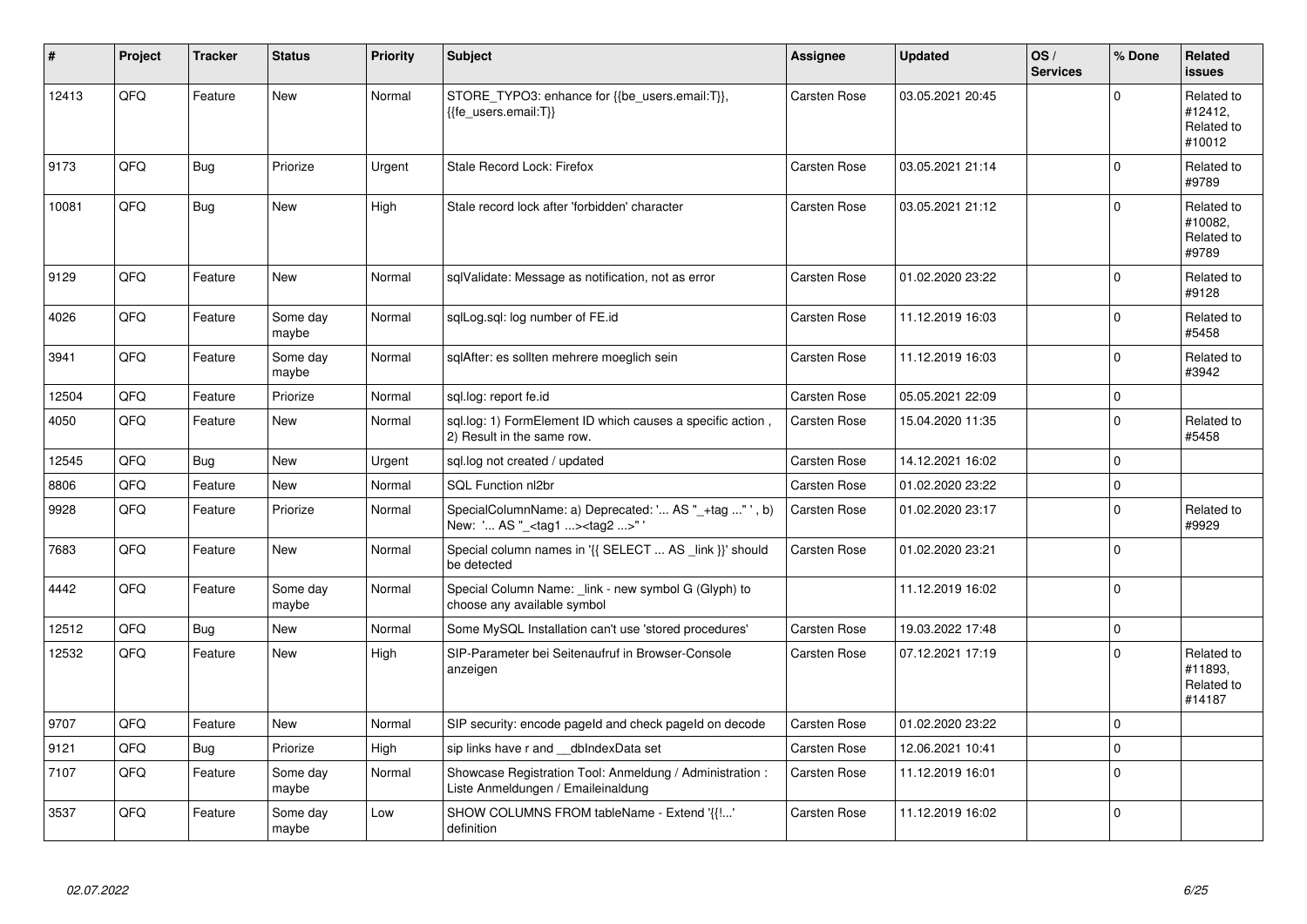| # | Project | Tracker | Status | Priority | Subject | Assignee | Updated | OS / Services | % Done | Related issues |
|---|---|---|---|---|---|---|---|---|---|---|
| 12413 | QFQ | Feature | New | Normal | STORE_TYPO3: enhance for {{be_users.email:T}}, {{fe_users.email:T}} | Carsten Rose | 03.05.2021 20:45 | | 0 | Related to #12412, Related to #10012 |
| 9173 | QFQ | Bug | Priorize | Urgent | Stale Record Lock: Firefox | Carsten Rose | 03.05.2021 21:14 | | 0 | Related to #9789 |
| 10081 | QFQ | Bug | New | High | Stale record lock after 'forbidden' character | Carsten Rose | 03.05.2021 21:12 | | 0 | Related to #10082, Related to #9789 |
| 9129 | QFQ | Feature | New | Normal | sqlValidate: Message as notification, not as error | Carsten Rose | 01.02.2020 23:22 | | 0 | Related to #9128 |
| 4026 | QFQ | Feature | Some day maybe | Normal | sqlLog.sql: log number of FE.id | Carsten Rose | 11.12.2019 16:03 | | 0 | Related to #5458 |
| 3941 | QFQ | Feature | Some day maybe | Normal | sqlAfter: es sollten mehrere moeglich sein | Carsten Rose | 11.12.2019 16:03 | | 0 | Related to #3942 |
| 12504 | QFQ | Feature | Priorize | Normal | sql.log: report fe.id | Carsten Rose | 05.05.2021 22:09 | | 0 | |
| 4050 | QFQ | Feature | New | Normal | sql.log: 1) FormElement ID which causes a specific action , 2) Result in the same row. | Carsten Rose | 15.04.2020 11:35 | | 0 | Related to #5458 |
| 12545 | QFQ | Bug | New | Urgent | sql.log not created / updated | Carsten Rose | 14.12.2021 16:02 | | 0 | |
| 8806 | QFQ | Feature | New | Normal | SQL Function nl2br | Carsten Rose | 01.02.2020 23:22 | | 0 | |
| 9928 | QFQ | Feature | Priorize | Normal | SpecialColumnName: a) Deprecated: '... AS "_+tag ..." ', b) New: '... AS "_<tag1 ...><tag2 ...>" ' | Carsten Rose | 01.02.2020 23:17 | | 0 | Related to #9929 |
| 7683 | QFQ | Feature | New | Normal | Special column names in '{{ SELECT ... AS _link }}' should be detected | Carsten Rose | 01.02.2020 23:21 | | 0 | |
| 4442 | QFQ | Feature | Some day maybe | Normal | Special Column Name: _link - new symbol G (Glyph) to choose any available symbol | | 11.12.2019 16:02 | | 0 | |
| 12512 | QFQ | Bug | New | Normal | Some MySQL Installation can't use 'stored procedures' | Carsten Rose | 19.03.2022 17:48 | | 0 | |
| 12532 | QFQ | Feature | New | High | SIP-Parameter bei Seitenaufruf in Browser-Console anzeigen | Carsten Rose | 07.12.2021 17:19 | | 0 | Related to #11893, Related to #14187 |
| 9707 | QFQ | Feature | New | Normal | SIP security: encode pageId and check pageId on decode | Carsten Rose | 01.02.2020 23:22 | | 0 | |
| 9121 | QFQ | Bug | Priorize | High | sip links have r and __dbIndexData set | Carsten Rose | 12.06.2021 10:41 | | 0 | |
| 7107 | QFQ | Feature | Some day maybe | Normal | Showcase Registration Tool: Anmeldung / Administration : Liste Anmeldungen / Emaileinaldung | Carsten Rose | 11.12.2019 16:01 | | 0 | |
| 3537 | QFQ | Feature | Some day maybe | Low | SHOW COLUMNS FROM tableName - Extend '{{!...' definition | Carsten Rose | 11.12.2019 16:02 | | 0 | |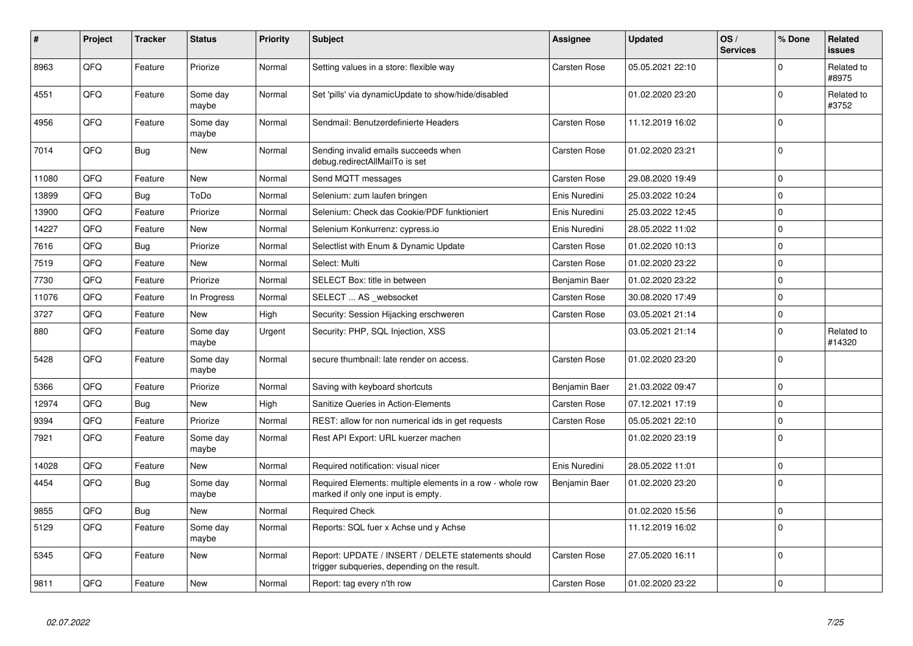| # | Project | Tracker | Status | Priority | Subject | Assignee | Updated | OS / Services | % Done | Related issues |
|---|---|---|---|---|---|---|---|---|---|---|
| 8963 | QFQ | Feature | Priorize | Normal | Setting values in a store: flexible way | Carsten Rose | 05.05.2021 22:10 | | 0 | Related to #8975 |
| 4551 | QFQ | Feature | Some day maybe | Normal | Set 'pills' via dynamicUpdate to show/hide/disabled | | 01.02.2020 23:20 | | 0 | Related to #3752 |
| 4956 | QFQ | Feature | Some day maybe | Normal | Sendmail: Benutzerdefinierte Headers | Carsten Rose | 11.12.2019 16:02 | | 0 | |
| 7014 | QFQ | Bug | New | Normal | Sending invalid emails succeeds when debug.redirectAllMailTo is set | Carsten Rose | 01.02.2020 23:21 | | 0 | |
| 11080 | QFQ | Feature | New | Normal | Send MQTT messages | Carsten Rose | 29.08.2020 19:49 | | 0 | |
| 13899 | QFQ | Bug | ToDo | Normal | Selenium: zum laufen bringen | Enis Nuredini | 25.03.2022 10:24 | | 0 | |
| 13900 | QFQ | Feature | Priorize | Normal | Selenium: Check das Cookie/PDF funktioniert | Enis Nuredini | 25.03.2022 12:45 | | 0 | |
| 14227 | QFQ | Feature | New | Normal | Selenium Konkurrenz: cypress.io | Enis Nuredini | 28.05.2022 11:02 | | 0 | |
| 7616 | QFQ | Bug | Priorize | Normal | Selectlist with Enum & Dynamic Update | Carsten Rose | 01.02.2020 10:13 | | 0 | |
| 7519 | QFQ | Feature | New | Normal | Select: Multi | Carsten Rose | 01.02.2020 23:22 | | 0 | |
| 7730 | QFQ | Feature | Priorize | Normal | SELECT Box: title in between | Benjamin Baer | 01.02.2020 23:22 | | 0 | |
| 11076 | QFQ | Feature | In Progress | Normal | SELECT ... AS _websocket | Carsten Rose | 30.08.2020 17:49 | | 0 | |
| 3727 | QFQ | Feature | New | High | Security: Session Hijacking erschweren | Carsten Rose | 03.05.2021 21:14 | | 0 | |
| 880 | QFQ | Feature | Some day maybe | Urgent | Security: PHP, SQL Injection, XSS | | 03.05.2021 21:14 | | 0 | Related to #14320 |
| 5428 | QFQ | Feature | Some day maybe | Normal | secure thumbnail: late render on access. | Carsten Rose | 01.02.2020 23:20 | | 0 | |
| 5366 | QFQ | Feature | Priorize | Normal | Saving with keyboard shortcuts | Benjamin Baer | 21.03.2022 09:47 | | 0 | |
| 12974 | QFQ | Bug | New | High | Sanitize Queries in Action-Elements | Carsten Rose | 07.12.2021 17:19 | | 0 | |
| 9394 | QFQ | Feature | Priorize | Normal | REST: allow for non numerical ids in get requests | Carsten Rose | 05.05.2021 22:10 | | 0 | |
| 7921 | QFQ | Feature | Some day maybe | Normal | Rest API Export: URL kuerzer machen | | 01.02.2020 23:19 | | 0 | |
| 14028 | QFQ | Feature | New | Normal | Required notification: visual nicer | Enis Nuredini | 28.05.2022 11:01 | | 0 | |
| 4454 | QFQ | Bug | Some day maybe | Normal | Required Elements: multiple elements in a row - whole row marked if only one input is empty. | Benjamin Baer | 01.02.2020 23:20 | | 0 | |
| 9855 | QFQ | Bug | New | Normal | Required Check | | 01.02.2020 15:56 | | 0 | |
| 5129 | QFQ | Feature | Some day maybe | Normal | Reports: SQL fuer x Achse und y Achse | | 11.12.2019 16:02 | | 0 | |
| 5345 | QFQ | Feature | New | Normal | Report: UPDATE / INSERT / DELETE statements should trigger subqueries, depending on the result. | Carsten Rose | 27.05.2020 16:11 | | 0 | |
| 9811 | QFQ | Feature | New | Normal | Report: tag every n'th row | Carsten Rose | 01.02.2020 23:22 | | 0 | |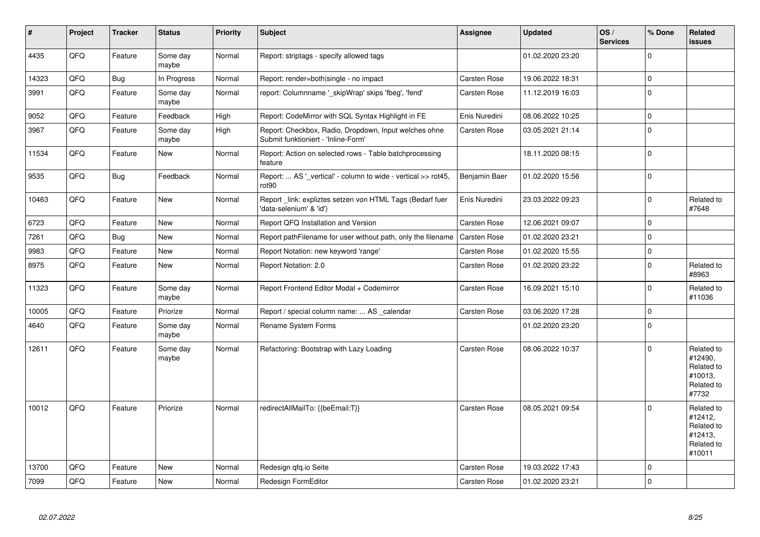| # | Project | Tracker | Status | Priority | Subject | Assignee | Updated | OS / Services | % Done | Related issues |
|---|---|---|---|---|---|---|---|---|---|---|
| 4435 | QFQ | Feature | Some day maybe | Normal | Report: striptags - specify allowed tags | | 01.02.2020 23:20 | | 0 | |
| 14323 | QFQ | Bug | In Progress | Normal | Report: render=both|single - no impact | Carsten Rose | 19.06.2022 18:31 | | 0 | |
| 3991 | QFQ | Feature | Some day maybe | Normal | report: Columnname '_skipWrap' skips 'fbeg', 'fend' | Carsten Rose | 11.12.2019 16:03 | | 0 | |
| 9052 | QFQ | Feature | Feedback | High | Report: CodeMirror with SQL Syntax Highlight in FE | Enis Nuredini | 08.06.2022 10:25 | | 0 | |
| 3967 | QFQ | Feature | Some day maybe | High | Report: Checkbox, Radio, Dropdown, Input welches ohne Submit funktioniert - 'Inline-Form' | Carsten Rose | 03.05.2021 21:14 | | 0 | |
| 11534 | QFQ | Feature | New | Normal | Report: Action on selected rows - Table batchprocessing feature | | 18.11.2020 08:15 | | 0 | |
| 9535 | QFQ | Bug | Feedback | Normal | Report: ... AS '_vertical' - column to wide - vertical >> rot45, rot90 | Benjamin Baer | 01.02.2020 15:56 | | 0 | |
| 10463 | QFQ | Feature | New | Normal | Report _link: expliztes setzen von HTML Tags (Bedarf fuer 'data-selenium' & 'id') | Enis Nuredini | 23.03.2022 09:23 | | 0 | Related to #7648 |
| 6723 | QFQ | Feature | New | Normal | Report QFQ Installation and Version | Carsten Rose | 12.06.2021 09:07 | | 0 | |
| 7261 | QFQ | Bug | New | Normal | Report pathFilename for user without path, only the filename | Carsten Rose | 01.02.2020 23:21 | | 0 | |
| 9983 | QFQ | Feature | New | Normal | Report Notation: new keyword 'range' | Carsten Rose | 01.02.2020 15:55 | | 0 | |
| 8975 | QFQ | Feature | New | Normal | Report Notation: 2.0 | Carsten Rose | 01.02.2020 23:22 | | 0 | Related to #8963 |
| 11323 | QFQ | Feature | Some day maybe | Normal | Report Frontend Editor Modal + Codemirror | Carsten Rose | 16.09.2021 15:10 | | 0 | Related to #11036 |
| 10005 | QFQ | Feature | Priorize | Normal | Report / special column name: ... AS _calendar | Carsten Rose | 03.06.2020 17:28 | | 0 | |
| 4640 | QFQ | Feature | Some day maybe | Normal | Rename System Forms | | 01.02.2020 23:20 | | 0 | |
| 12611 | QFQ | Feature | Some day maybe | Normal | Refactoring: Bootstrap with Lazy Loading | Carsten Rose | 08.06.2022 10:37 | | 0 | Related to #12490, Related to #10013, Related to #7732 |
| 10012 | QFQ | Feature | Priorize | Normal | redirectAllMailTo: {{beEmail:T}} | Carsten Rose | 08.05.2021 09:54 | | 0 | Related to #12412, Related to #12413, Related to #10011 |
| 13700 | QFQ | Feature | New | Normal | Redesign qfq.io Seite | Carsten Rose | 19.03.2022 17:43 | | 0 | |
| 7099 | QFQ | Feature | New | Normal | Redesign FormEditor | Carsten Rose | 01.02.2020 23:21 | | 0 | |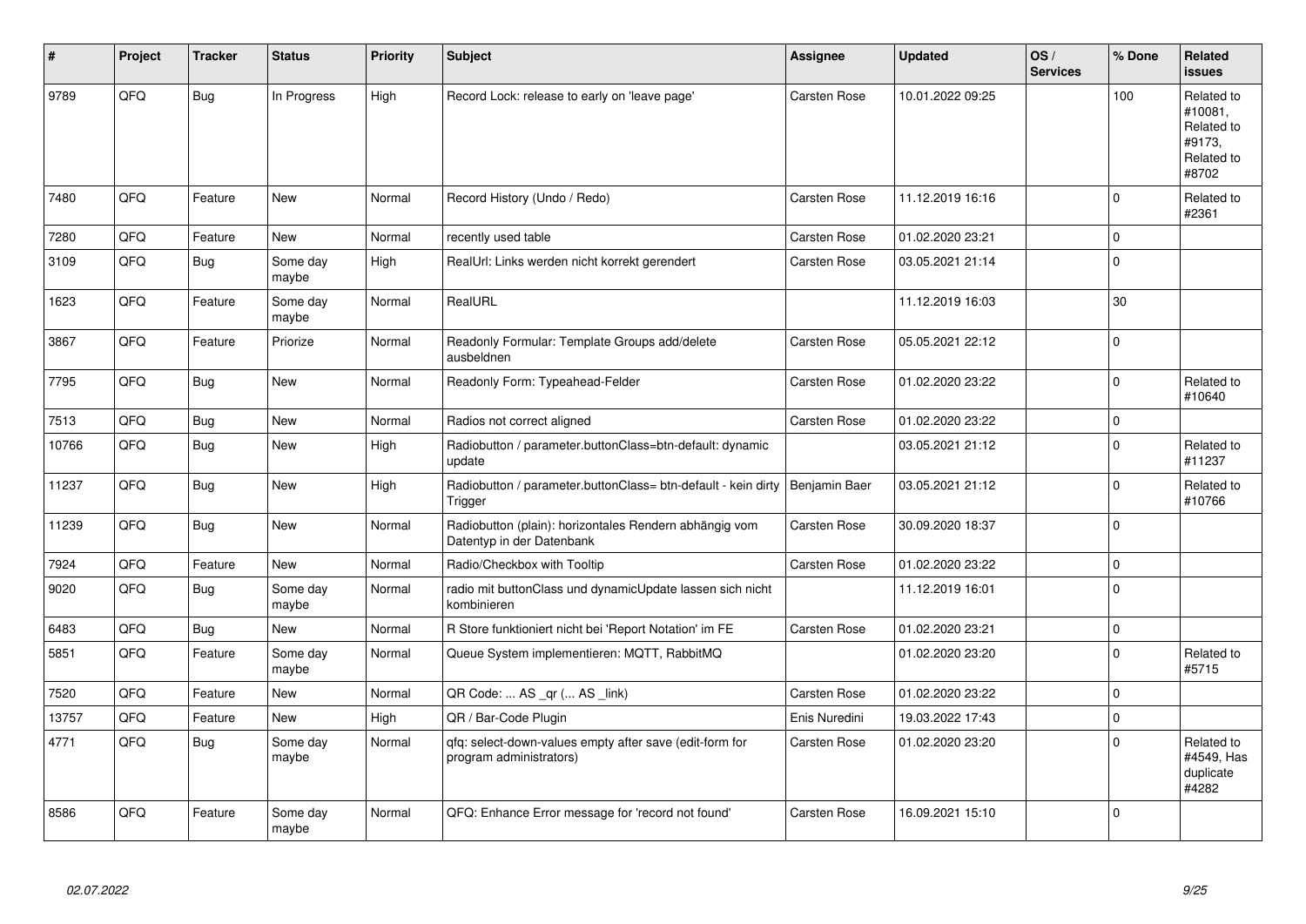| # | Project | Tracker | Status | Priority | Subject | Assignee | Updated | OS / Services | % Done | Related issues |
|---|---|---|---|---|---|---|---|---|---|---|
| 9789 | QFQ | Bug | In Progress | High | Record Lock: release to early on 'leave page' | Carsten Rose | 10.01.2022 09:25 | | 100 | Related to #10081, Related to #9173, Related to #8702 |
| 7480 | QFQ | Feature | New | Normal | Record History (Undo / Redo) | Carsten Rose | 11.12.2019 16:16 | | 0 | Related to #2361 |
| 7280 | QFQ | Feature | New | Normal | recently used table | Carsten Rose | 01.02.2020 23:21 | | 0 | |
| 3109 | QFQ | Bug | Some day maybe | High | RealUrl: Links werden nicht korrekt gerendert | Carsten Rose | 03.05.2021 21:14 | | 0 | |
| 1623 | QFQ | Feature | Some day maybe | Normal | RealURL | | 11.12.2019 16:03 | | 30 | |
| 3867 | QFQ | Feature | Priorize | Normal | Readonly Formular: Template Groups add/delete ausbeldnen | Carsten Rose | 05.05.2021 22:12 | | 0 | |
| 7795 | QFQ | Bug | New | Normal | Readonly Form: Typeahead-Felder | Carsten Rose | 01.02.2020 23:22 | | 0 | Related to #10640 |
| 7513 | QFQ | Bug | New | Normal | Radios not correct aligned | Carsten Rose | 01.02.2020 23:22 | | 0 | |
| 10766 | QFQ | Bug | New | High | Radiobutton / parameter.buttonClass=btn-default: dynamic update | | 03.05.2021 21:12 | | 0 | Related to #11237 |
| 11237 | QFQ | Bug | New | High | Radiobutton / parameter.buttonClass= btn-default - kein dirty Trigger | Benjamin Baer | 03.05.2021 21:12 | | 0 | Related to #10766 |
| 11239 | QFQ | Bug | New | Normal | Radiobutton (plain): horizontales Rendern abhängig vom Datentyp in der Datenbank | Carsten Rose | 30.09.2020 18:37 | | 0 | |
| 7924 | QFQ | Feature | New | Normal | Radio/Checkbox with Tooltip | Carsten Rose | 01.02.2020 23:22 | | 0 | |
| 9020 | QFQ | Bug | Some day maybe | Normal | radio mit buttonClass und dynamicUpdate lassen sich nicht kombinieren | | 11.12.2019 16:01 | | 0 | |
| 6483 | QFQ | Bug | New | Normal | R Store funktioniert nicht bei 'Report Notation' im FE | Carsten Rose | 01.02.2020 23:21 | | 0 | |
| 5851 | QFQ | Feature | Some day maybe | Normal | Queue System implementieren: MQTT, RabbitMQ | | 01.02.2020 23:20 | | 0 | Related to #5715 |
| 7520 | QFQ | Feature | New | Normal | QR Code: ... AS _qr (... AS _link) | Carsten Rose | 01.02.2020 23:22 | | 0 | |
| 13757 | QFQ | Feature | New | High | QR / Bar-Code Plugin | Enis Nuredini | 19.03.2022 17:43 | | 0 | |
| 4771 | QFQ | Bug | Some day maybe | Normal | qfq: select-down-values empty after save (edit-form for program administrators) | Carsten Rose | 01.02.2020 23:20 | | 0 | Related to #4549, Has duplicate #4282 |
| 8586 | QFQ | Feature | Some day maybe | Normal | QFQ: Enhance Error message for 'record not found' | Carsten Rose | 16.09.2021 15:10 | | 0 | |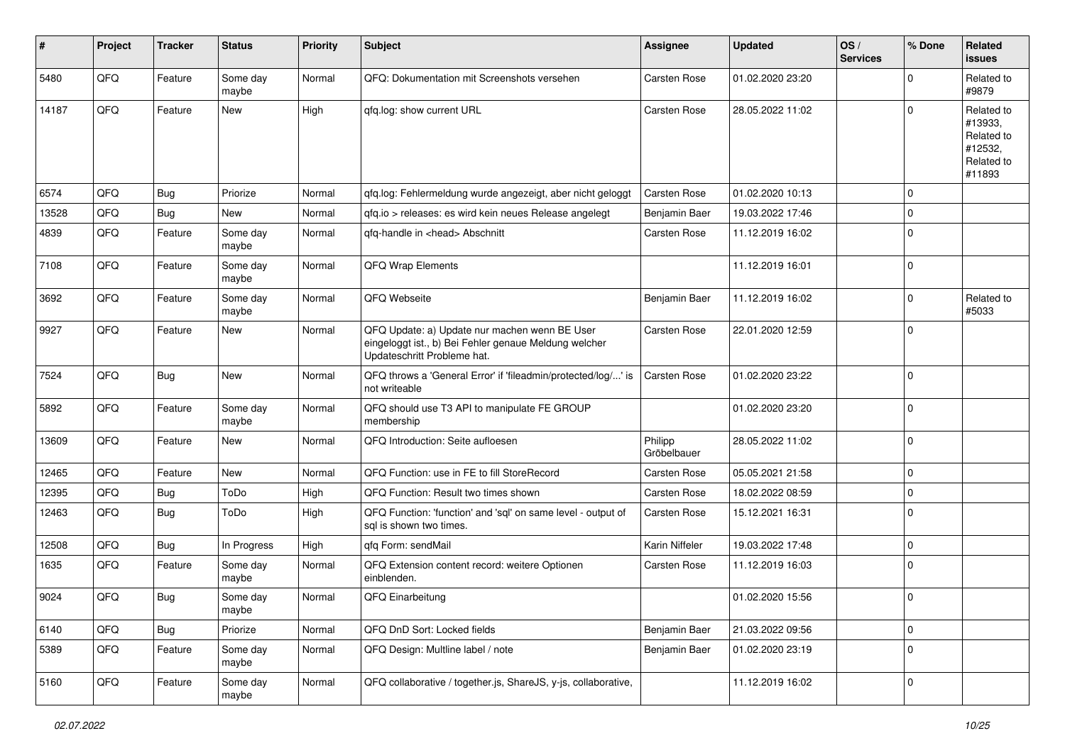| # | Project | Tracker | Status | Priority | Subject | Assignee | Updated | OS / Services | % Done | Related issues |
|---|---|---|---|---|---|---|---|---|---|---|
| 5480 | QFQ | Feature | Some day maybe | Normal | QFQ: Dokumentation mit Screenshots versehen | Carsten Rose | 01.02.2020 23:20 | | 0 | Related to #9879 |
| 14187 | QFQ | Feature | New | High | qfq.log: show current URL | Carsten Rose | 28.05.2022 11:02 | | 0 | Related to #13933, Related to #12532, Related to #11893 |
| 6574 | QFQ | Bug | Priorize | Normal | qfq.log: Fehlermeldung wurde angezeigt, aber nicht geloggt | Carsten Rose | 01.02.2020 10:13 | | 0 | |
| 13528 | QFQ | Bug | New | Normal | qfq.io > releases: es wird kein neues Release angelegt | Benjamin Baer | 19.03.2022 17:46 | | 0 | |
| 4839 | QFQ | Feature | Some day maybe | Normal | qfq-handle in <head> Abschnitt | Carsten Rose | 11.12.2019 16:02 | | 0 | |
| 7108 | QFQ | Feature | Some day maybe | Normal | QFQ Wrap Elements | | 11.12.2019 16:01 | | 0 | |
| 3692 | QFQ | Feature | Some day maybe | Normal | QFQ Webseite | Benjamin Baer | 11.12.2019 16:02 | | 0 | Related to #5033 |
| 9927 | QFQ | Feature | New | Normal | QFQ Update: a) Update nur machen wenn BE User eingeloggt ist., b) Bei Fehler genaue Meldung welcher Updateschritt Probleme hat. | Carsten Rose | 22.01.2020 12:59 | | 0 | |
| 7524 | QFQ | Bug | New | Normal | QFQ throws a 'General Error' if 'fileadmin/protected/log/...' is not writeable | Carsten Rose | 01.02.2020 23:22 | | 0 | |
| 5892 | QFQ | Feature | Some day maybe | Normal | QFQ should use T3 API to manipulate FE GROUP membership | | 01.02.2020 23:20 | | 0 | |
| 13609 | QFQ | Feature | New | Normal | QFQ Introduction: Seite aufloesen | Philipp Gröbelbauer | 28.05.2022 11:02 | | 0 | |
| 12465 | QFQ | Feature | New | Normal | QFQ Function: use in FE to fill StoreRecord | Carsten Rose | 05.05.2021 21:58 | | 0 | |
| 12395 | QFQ | Bug | ToDo | High | QFQ Function: Result two times shown | Carsten Rose | 18.02.2022 08:59 | | 0 | |
| 12463 | QFQ | Bug | ToDo | High | QFQ Function: 'function' and 'sql' on same level - output of sql is shown two times. | Carsten Rose | 15.12.2021 16:31 | | 0 | |
| 12508 | QFQ | Bug | In Progress | High | qfq Form: sendMail | Karin Niffeler | 19.03.2022 17:48 | | 0 | |
| 1635 | QFQ | Feature | Some day maybe | Normal | QFQ Extension content record: weitere Optionen einblenden. | Carsten Rose | 11.12.2019 16:03 | | 0 | |
| 9024 | QFQ | Bug | Some day maybe | Normal | QFQ Einarbeitung | | 01.02.2020 15:56 | | 0 | |
| 6140 | QFQ | Bug | Priorize | Normal | QFQ DnD Sort: Locked fields | Benjamin Baer | 21.03.2022 09:56 | | 0 | |
| 5389 | QFQ | Feature | Some day maybe | Normal | QFQ Design: Multline label / note | Benjamin Baer | 01.02.2020 23:19 | | 0 | |
| 5160 | QFQ | Feature | Some day maybe | Normal | QFQ collaborative / together.js, ShareJS, y-js, collaborative, | | 11.12.2019 16:02 | | 0 | |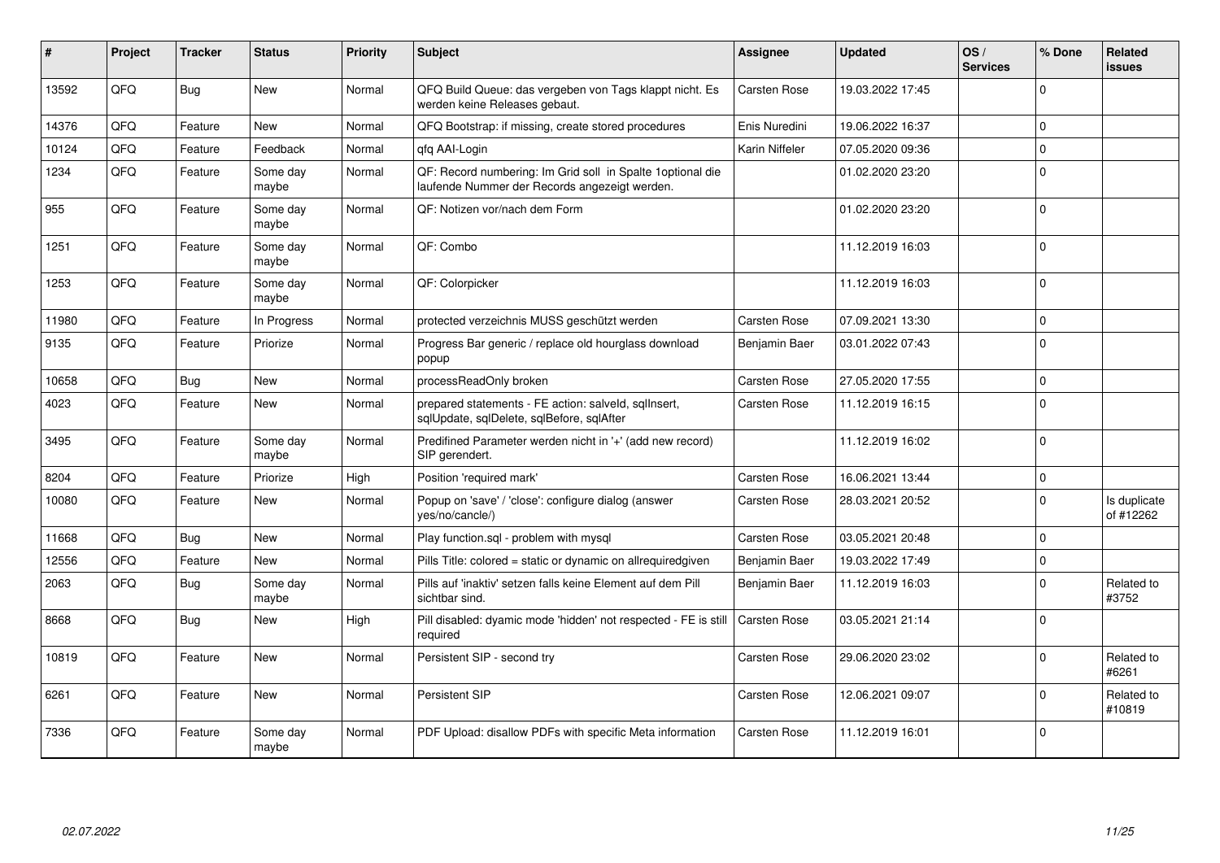| # | Project | Tracker | Status | Priority | Subject | Assignee | Updated | OS / Services | % Done | Related issues |
|---|---|---|---|---|---|---|---|---|---|---|
| 13592 | QFQ | Bug | New | Normal | QFQ Build Queue: das vergeben von Tags klappt nicht. Es werden keine Releases gebaut. | Carsten Rose | 19.03.2022 17:45 | | 0 | |
| 14376 | QFQ | Feature | New | Normal | QFQ Bootstrap: if missing, create stored procedures | Enis Nuredini | 19.06.2022 16:37 | | 0 | |
| 10124 | QFQ | Feature | Feedback | Normal | qfq AAI-Login | Karin Niffeler | 07.05.2020 09:36 | | 0 | |
| 1234 | QFQ | Feature | Some day maybe | Normal | QF: Record numbering: Im Grid soll in Spalte 1optional die laufende Nummer der Records angezeigt werden. | | 01.02.2020 23:20 | | 0 | |
| 955 | QFQ | Feature | Some day maybe | Normal | QF: Notizen vor/nach dem Form | | 01.02.2020 23:20 | | 0 | |
| 1251 | QFQ | Feature | Some day maybe | Normal | QF: Combo | | 11.12.2019 16:03 | | 0 | |
| 1253 | QFQ | Feature | Some day maybe | Normal | QF: Colorpicker | | 11.12.2019 16:03 | | 0 | |
| 11980 | QFQ | Feature | In Progress | Normal | protected verzeichnis MUSS geschützt werden | Carsten Rose | 07.09.2021 13:30 | | 0 | |
| 9135 | QFQ | Feature | Priorize | Normal | Progress Bar generic / replace old hourglass download popup | Benjamin Baer | 03.01.2022 07:43 | | 0 | |
| 10658 | QFQ | Bug | New | Normal | processReadOnly broken | Carsten Rose | 27.05.2020 17:55 | | 0 | |
| 4023 | QFQ | Feature | New | Normal | prepared statements - FE action: salveId, sqlInsert, sqlUpdate, sqlDelete, sqlBefore, sqlAfter | Carsten Rose | 11.12.2019 16:15 | | 0 | |
| 3495 | QFQ | Feature | Some day maybe | Normal | Predifined Parameter werden nicht in '+' (add new record) SIP gerendert. | | 11.12.2019 16:02 | | 0 | |
| 8204 | QFQ | Feature | Priorize | High | Position 'required mark' | Carsten Rose | 16.06.2021 13:44 | | 0 | |
| 10080 | QFQ | Feature | New | Normal | Popup on 'save' / 'close': configure dialog (answer yes/no/cancle/) | Carsten Rose | 28.03.2021 20:52 | | 0 | Is duplicate of #12262 |
| 11668 | QFQ | Bug | New | Normal | Play function.sql - problem with mysql | Carsten Rose | 03.05.2021 20:48 | | 0 | |
| 12556 | QFQ | Feature | New | Normal | Pills Title: colored = static or dynamic on allrequiredgiven | Benjamin Baer | 19.03.2022 17:49 | | 0 | |
| 2063 | QFQ | Bug | Some day maybe | Normal | Pills auf 'inaktiv' setzen falls keine Element auf dem Pill sichtbar sind. | Benjamin Baer | 11.12.2019 16:03 | | 0 | Related to #3752 |
| 8668 | QFQ | Bug | New | High | Pill disabled: dyamic mode 'hidden' not respected - FE is still required | Carsten Rose | 03.05.2021 21:14 | | 0 | |
| 10819 | QFQ | Feature | New | Normal | Persistent SIP - second try | Carsten Rose | 29.06.2020 23:02 | | 0 | Related to #6261 |
| 6261 | QFQ | Feature | New | Normal | Persistent SIP | Carsten Rose | 12.06.2021 09:07 | | 0 | Related to #10819 |
| 7336 | QFQ | Feature | Some day maybe | Normal | PDF Upload: disallow PDFs with specific Meta information | Carsten Rose | 11.12.2019 16:01 | | 0 | |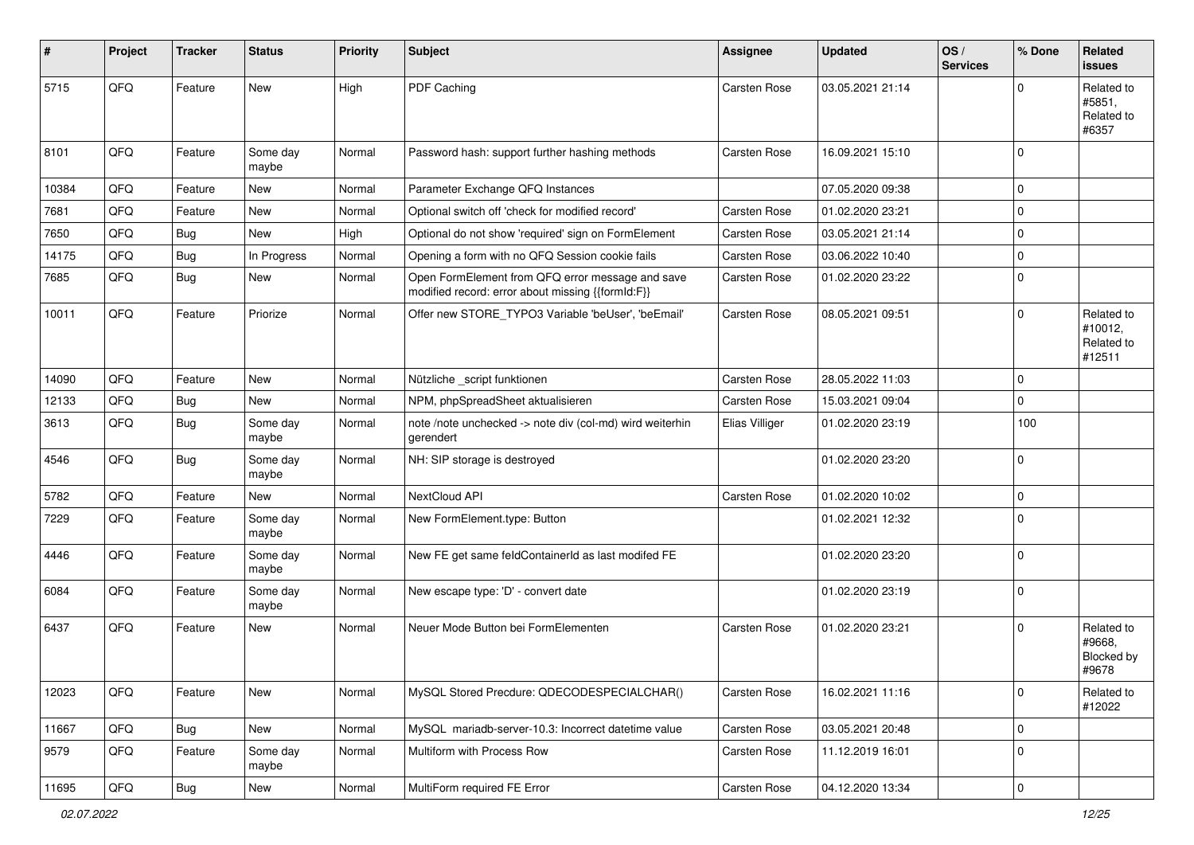| # | Project | Tracker | Status | Priority | Subject | Assignee | Updated | OS / Services | % Done | Related issues |
|---|---|---|---|---|---|---|---|---|---|---|
| 5715 | QFQ | Feature | New | High | PDF Caching | Carsten Rose | 03.05.2021 21:14 | | 0 | Related to #5851, Related to #6357 |
| 8101 | QFQ | Feature | Some day maybe | Normal | Password hash: support further hashing methods | Carsten Rose | 16.09.2021 15:10 | | 0 | |
| 10384 | QFQ | Feature | New | Normal | Parameter Exchange QFQ Instances | | 07.05.2020 09:38 | | 0 | |
| 7681 | QFQ | Feature | New | Normal | Optional switch off 'check for modified record' | Carsten Rose | 01.02.2020 23:21 | | 0 | |
| 7650 | QFQ | Bug | New | High | Optional do not show 'required' sign on FormElement | Carsten Rose | 03.05.2021 21:14 | | 0 | |
| 14175 | QFQ | Bug | In Progress | Normal | Opening a form with no QFQ Session cookie fails | Carsten Rose | 03.06.2022 10:40 | | 0 | |
| 7685 | QFQ | Bug | New | Normal | Open FormElement from QFQ error message and save modified record: error about missing {{formId:F}} | Carsten Rose | 01.02.2020 23:22 | | 0 | |
| 10011 | QFQ | Feature | Priorize | Normal | Offer new STORE_TYPO3 Variable 'beUser', 'beEmail' | Carsten Rose | 08.05.2021 09:51 | | 0 | Related to #10012, Related to #12511 |
| 14090 | QFQ | Feature | New | Normal | Nützliche _script funktionen | Carsten Rose | 28.05.2022 11:03 | | 0 | |
| 12133 | QFQ | Bug | New | Normal | NPM, phpSpreadSheet aktualisieren | Carsten Rose | 15.03.2021 09:04 | | 0 | |
| 3613 | QFQ | Bug | Some day maybe | Normal | note /note unchecked -> note div (col-md) wird weiterhin gerendert | Elias Villiger | 01.02.2020 23:19 | | 100 | |
| 4546 | QFQ | Bug | Some day maybe | Normal | NH: SIP storage is destroyed | | 01.02.2020 23:20 | | 0 | |
| 5782 | QFQ | Feature | New | Normal | NextCloud API | Carsten Rose | 01.02.2020 10:02 | | 0 | |
| 7229 | QFQ | Feature | Some day maybe | Normal | New FormElement.type: Button | | 01.02.2021 12:32 | | 0 | |
| 4446 | QFQ | Feature | Some day maybe | Normal | New FE get same feldContainerId as last modifed FE | | 01.02.2020 23:20 | | 0 | |
| 6084 | QFQ | Feature | Some day maybe | Normal | New escape type: 'D' - convert date | | 01.02.2020 23:19 | | 0 | |
| 6437 | QFQ | Feature | New | Normal | Neuer Mode Button bei FormElementen | Carsten Rose | 01.02.2020 23:21 | | 0 | Related to #9668, Blocked by #9678 |
| 12023 | QFQ | Feature | New | Normal | MySQL Stored Precdure: QDECODESPECIALCHAR() | Carsten Rose | 16.02.2021 11:16 | | 0 | Related to #12022 |
| 11667 | QFQ | Bug | New | Normal | MySQL mariadb-server-10.3: Incorrect datetime value | Carsten Rose | 03.05.2021 20:48 | | 0 | |
| 9579 | QFQ | Feature | Some day maybe | Normal | Multiform with Process Row | Carsten Rose | 11.12.2019 16:01 | | 0 | |
| 11695 | QFQ | Bug | New | Normal | MultiForm required FE Error | Carsten Rose | 04.12.2020 13:34 | | 0 | |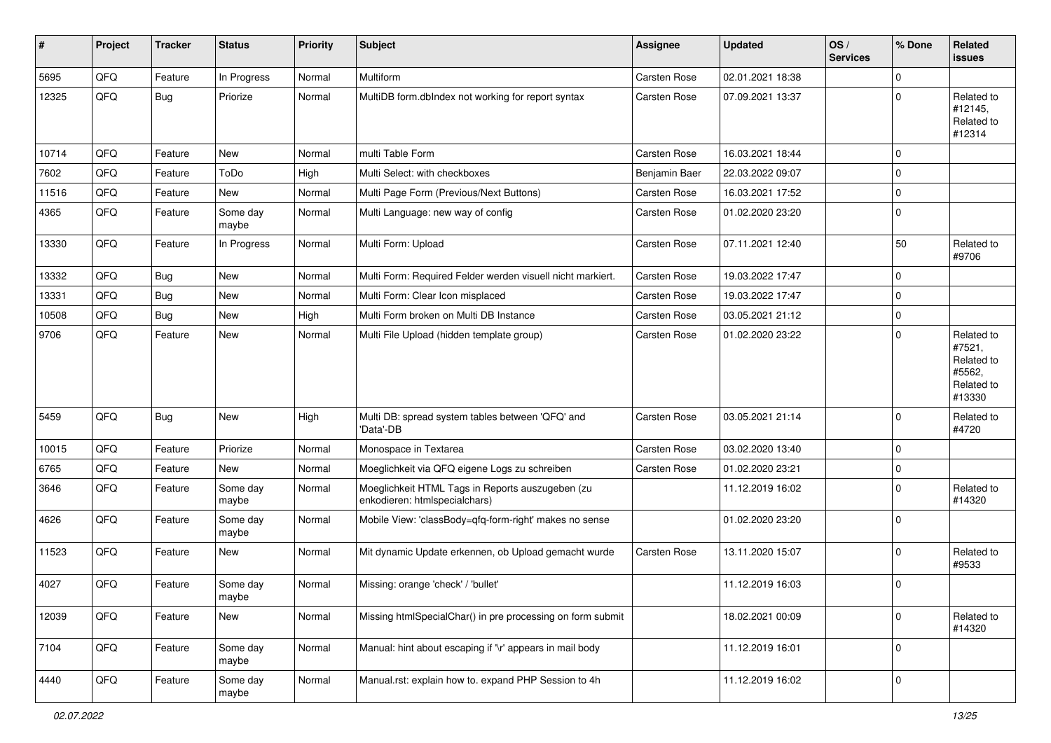| # | Project | Tracker | Status | Priority | Subject | Assignee | Updated | OS / Services | % Done | Related issues |
|---|---|---|---|---|---|---|---|---|---|---|
| 5695 | QFQ | Feature | In Progress | Normal | Multiform | Carsten Rose | 02.01.2021 18:38 | | 0 | |
| 12325 | QFQ | Bug | Priorize | Normal | MultiDB form.dbIndex not working for report syntax | Carsten Rose | 07.09.2021 13:37 | | 0 | Related to #12145, Related to #12314 |
| 10714 | QFQ | Feature | New | Normal | multi Table Form | Carsten Rose | 16.03.2021 18:44 | | 0 | |
| 7602 | QFQ | Feature | ToDo | High | Multi Select: with checkboxes | Benjamin Baer | 22.03.2022 09:07 | | 0 | |
| 11516 | QFQ | Feature | New | Normal | Multi Page Form (Previous/Next Buttons) | Carsten Rose | 16.03.2021 17:52 | | 0 | |
| 4365 | QFQ | Feature | Some day maybe | Normal | Multi Language: new way of config | Carsten Rose | 01.02.2020 23:20 | | 0 | |
| 13330 | QFQ | Feature | In Progress | Normal | Multi Form: Upload | Carsten Rose | 07.11.2021 12:40 | | 50 | Related to #9706 |
| 13332 | QFQ | Bug | New | Normal | Multi Form: Required Felder werden visuell nicht markiert. | Carsten Rose | 19.03.2022 17:47 | | 0 | |
| 13331 | QFQ | Bug | New | Normal | Multi Form: Clear Icon misplaced | Carsten Rose | 19.03.2022 17:47 | | 0 | |
| 10508 | QFQ | Bug | New | High | Multi Form broken on Multi DB Instance | Carsten Rose | 03.05.2021 21:12 | | 0 | |
| 9706 | QFQ | Feature | New | Normal | Multi File Upload (hidden template group) | Carsten Rose | 01.02.2020 23:22 | | 0 | Related to #7521, Related to #5562, Related to #13330 |
| 5459 | QFQ | Bug | New | High | Multi DB: spread system tables between 'QFQ' and 'Data'-DB | Carsten Rose | 03.05.2021 21:14 | | 0 | Related to #4720 |
| 10015 | QFQ | Feature | Priorize | Normal | Monospace in Textarea | Carsten Rose | 03.02.2020 13:40 | | 0 | |
| 6765 | QFQ | Feature | New | Normal | Moeglichkeit via QFQ eigene Logs zu schreiben | Carsten Rose | 01.02.2020 23:21 | | 0 | |
| 3646 | QFQ | Feature | Some day maybe | Normal | Moeglichkeit HTML Tags in Reports auszugeben (zu enkodieren: htmlspecialchars) | | 11.12.2019 16:02 | | 0 | Related to #14320 |
| 4626 | QFQ | Feature | Some day maybe | Normal | Mobile View: 'classBody=qfq-form-right' makes no sense | | 01.02.2020 23:20 | | 0 | |
| 11523 | QFQ | Feature | New | Normal | Mit dynamic Update erkennen, ob Upload gemacht wurde | Carsten Rose | 13.11.2020 15:07 | | 0 | Related to #9533 |
| 4027 | QFQ | Feature | Some day maybe | Normal | Missing: orange 'check' / 'bullet' | | 11.12.2019 16:03 | | 0 | |
| 12039 | QFQ | Feature | New | Normal | Missing htmlSpecialChar() in pre processing on form submit | | 18.02.2021 00:09 | | 0 | Related to #14320 |
| 7104 | QFQ | Feature | Some day maybe | Normal | Manual: hint about escaping if '\r' appears in mail body | | 11.12.2019 16:01 | | 0 | |
| 4440 | QFQ | Feature | Some day maybe | Normal | Manual.rst: explain how to. expand PHP Session to 4h | | 11.12.2019 16:02 | | 0 | |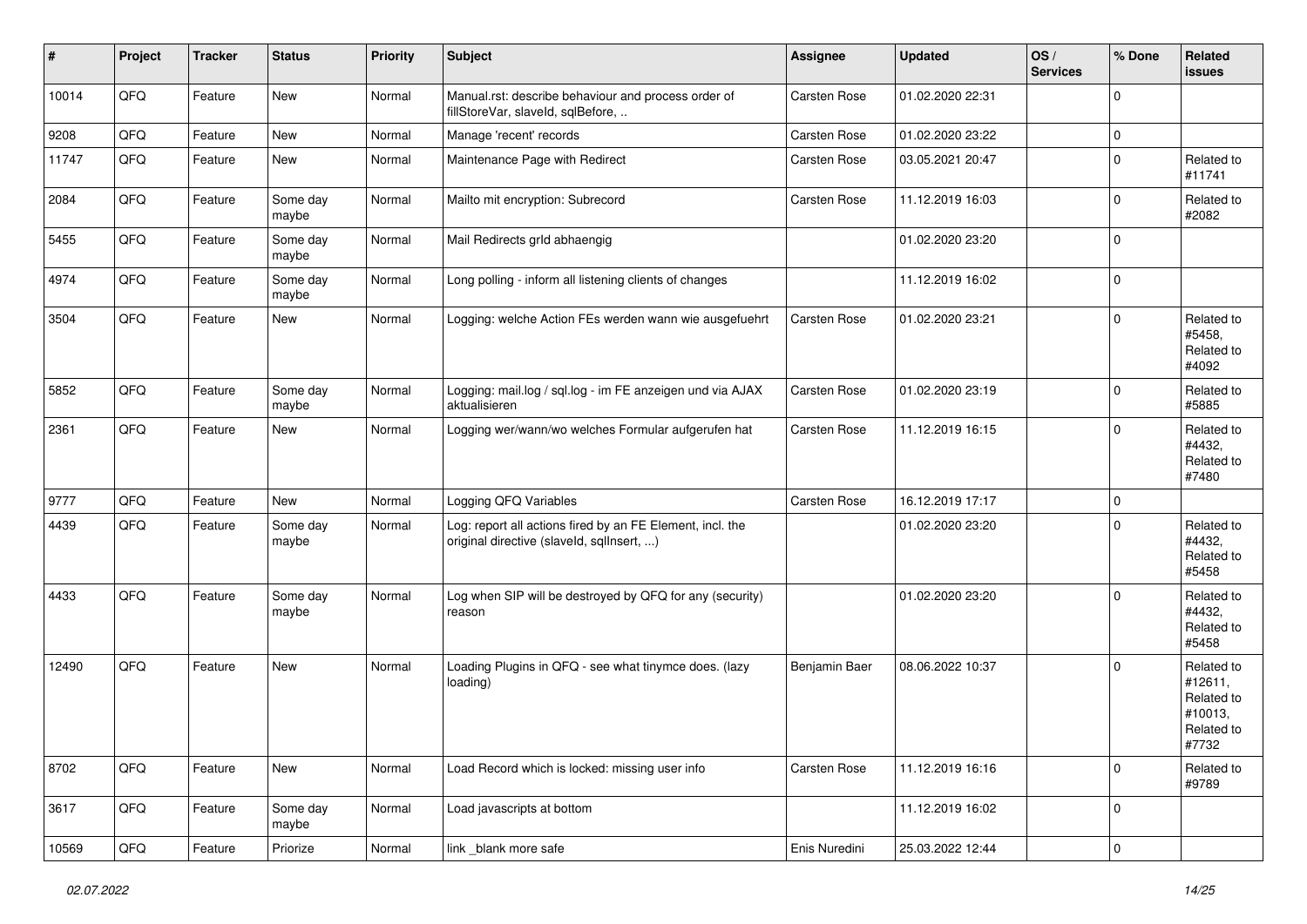| # | Project | Tracker | Status | Priority | Subject | Assignee | Updated | OS / Services | % Done | Related issues |
|---|---|---|---|---|---|---|---|---|---|---|
| 10014 | QFQ | Feature | New | Normal | Manual.rst: describe behaviour and process order of fillStoreVar, slaveId, sqlBefore, .. | Carsten Rose | 01.02.2020 22:31 | | 0 | |
| 9208 | QFQ | Feature | New | Normal | Manage 'recent' records | Carsten Rose | 01.02.2020 23:22 | | 0 | |
| 11747 | QFQ | Feature | New | Normal | Maintenance Page with Redirect | Carsten Rose | 03.05.2021 20:47 | | 0 | Related to #11741 |
| 2084 | QFQ | Feature | Some day maybe | Normal | Mailto mit encryption: Subrecord | Carsten Rose | 11.12.2019 16:03 | | 0 | Related to #2082 |
| 5455 | QFQ | Feature | Some day maybe | Normal | Mail Redirects grId abhaengig | | 01.02.2020 23:20 | | 0 | |
| 4974 | QFQ | Feature | Some day maybe | Normal | Long polling - inform all listening clients of changes | | 11.12.2019 16:02 | | 0 | |
| 3504 | QFQ | Feature | New | Normal | Logging: welche Action FEs werden wann wie ausgefuehrt | Carsten Rose | 01.02.2020 23:21 | | 0 | Related to #5458, Related to #4092 |
| 5852 | QFQ | Feature | Some day maybe | Normal | Logging: mail.log / sql.log - im FE anzeigen und via AJAX aktualisieren | Carsten Rose | 01.02.2020 23:19 | | 0 | Related to #5885 |
| 2361 | QFQ | Feature | New | Normal | Logging wer/wann/wo welches Formular aufgerufen hat | Carsten Rose | 11.12.2019 16:15 | | 0 | Related to #4432, Related to #7480 |
| 9777 | QFQ | Feature | New | Normal | Logging QFQ Variables | Carsten Rose | 16.12.2019 17:17 | | 0 | |
| 4439 | QFQ | Feature | Some day maybe | Normal | Log: report all actions fired by an FE Element, incl. the original directive (slaveId, sqlInsert, ...) | | 01.02.2020 23:20 | | 0 | Related to #4432, Related to #5458 |
| 4433 | QFQ | Feature | Some day maybe | Normal | Log when SIP will be destroyed by QFQ for any (security) reason | | 01.02.2020 23:20 | | 0 | Related to #4432, Related to #5458 |
| 12490 | QFQ | Feature | New | Normal | Loading Plugins in QFQ - see what tinymce does. (lazy loading) | Benjamin Baer | 08.06.2022 10:37 | | 0 | Related to #12611, Related to #10013, Related to #7732 |
| 8702 | QFQ | Feature | New | Normal | Load Record which is locked: missing user info | Carsten Rose | 11.12.2019 16:16 | | 0 | Related to #9789 |
| 3617 | QFQ | Feature | Some day maybe | Normal | Load javascripts at bottom | | 11.12.2019 16:02 | | 0 | |
| 10569 | QFQ | Feature | Priorize | Normal | link _blank more safe | Enis Nuredini | 25.03.2022 12:44 | | 0 | |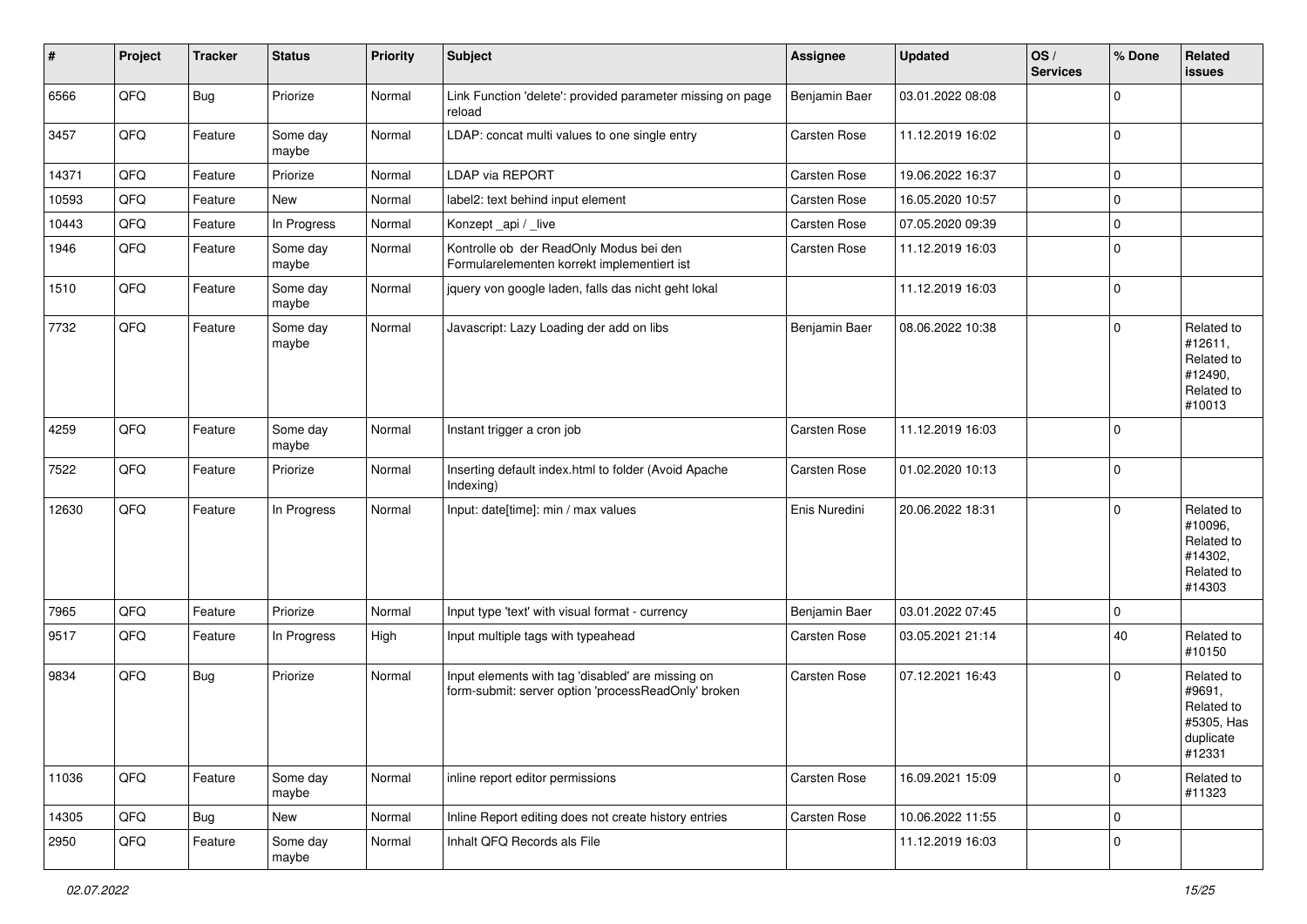| # | Project | Tracker | Status | Priority | Subject | Assignee | Updated | OS / Services | % Done | Related issues |
|---|---|---|---|---|---|---|---|---|---|---|
| 6566 | QFQ | Bug | Priorize | Normal | Link Function 'delete': provided parameter missing on page reload | Benjamin Baer | 03.01.2022 08:08 | | 0 | |
| 3457 | QFQ | Feature | Some day maybe | Normal | LDAP: concat multi values to one single entry | Carsten Rose | 11.12.2019 16:02 | | 0 | |
| 14371 | QFQ | Feature | Priorize | Normal | LDAP via REPORT | Carsten Rose | 19.06.2022 16:37 | | 0 | |
| 10593 | QFQ | Feature | New | Normal | label2: text behind input element | Carsten Rose | 16.05.2020 10:57 | | 0 | |
| 10443 | QFQ | Feature | In Progress | Normal | Konzept _api / _live | Carsten Rose | 07.05.2020 09:39 | | 0 | |
| 1946 | QFQ | Feature | Some day maybe | Normal | Kontrolle ob der ReadOnly Modus bei den Formularelementen korrekt implementiert ist | Carsten Rose | 11.12.2019 16:03 | | 0 | |
| 1510 | QFQ | Feature | Some day maybe | Normal | jquery von google laden, falls das nicht geht lokal | | 11.12.2019 16:03 | | 0 | |
| 7732 | QFQ | Feature | Some day maybe | Normal | Javascript: Lazy Loading der add on libs | Benjamin Baer | 08.06.2022 10:38 | | 0 | Related to #12611, Related to #12490, Related to #10013 |
| 4259 | QFQ | Feature | Some day maybe | Normal | Instant trigger a cron job | Carsten Rose | 11.12.2019 16:03 | | 0 | |
| 7522 | QFQ | Feature | Priorize | Normal | Inserting default index.html to folder (Avoid Apache Indexing) | Carsten Rose | 01.02.2020 10:13 | | 0 | |
| 12630 | QFQ | Feature | In Progress | Normal | Input: date[time]: min / max values | Enis Nuredini | 20.06.2022 18:31 | | 0 | Related to #10096, Related to #14302, Related to #14303 |
| 7965 | QFQ | Feature | Priorize | Normal | Input type 'text' with visual format - currency | Benjamin Baer | 03.01.2022 07:45 | | 0 | |
| 9517 | QFQ | Feature | In Progress | High | Input multiple tags with typeahead | Carsten Rose | 03.05.2021 21:14 | | 40 | Related to #10150 |
| 9834 | QFQ | Bug | Priorize | Normal | Input elements with tag 'disabled' are missing on form-submit: server option 'processReadOnly' broken | Carsten Rose | 07.12.2021 16:43 | | 0 | Related to #9691, Related to #5305, Has duplicate #12331 |
| 11036 | QFQ | Feature | Some day maybe | Normal | inline report editor permissions | Carsten Rose | 16.09.2021 15:09 | | 0 | Related to #11323 |
| 14305 | QFQ | Bug | New | Normal | Inline Report editing does not create history entries | Carsten Rose | 10.06.2022 11:55 | | 0 | |
| 2950 | QFQ | Feature | Some day maybe | Normal | Inhalt QFQ Records als File | | 11.12.2019 16:03 | | 0 | |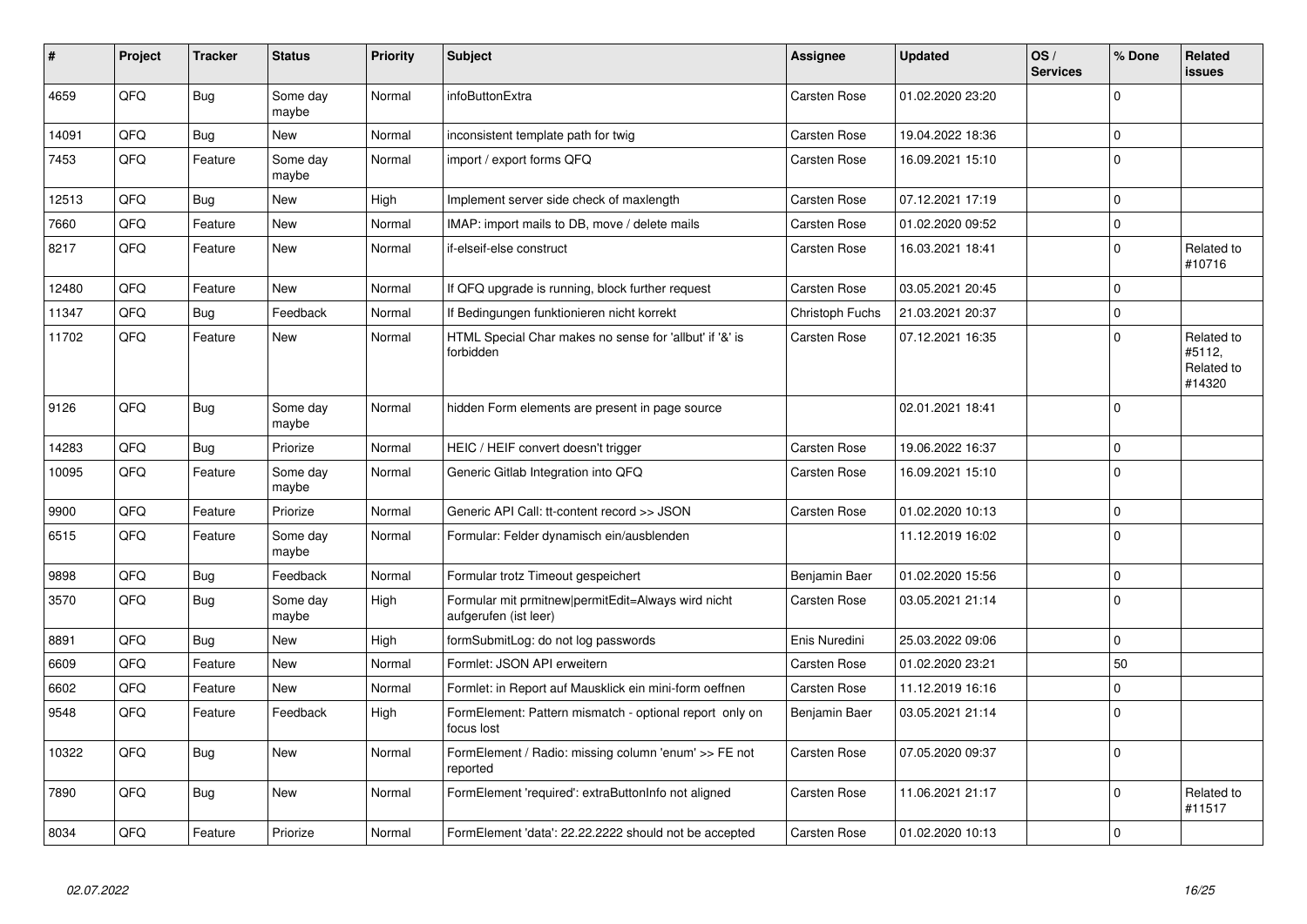| # | Project | Tracker | Status | Priority | Subject | Assignee | Updated | OS / Services | % Done | Related issues |
|---|---|---|---|---|---|---|---|---|---|---|
| 4659 | QFQ | Bug | Some day maybe | Normal | infoButtonExtra | Carsten Rose | 01.02.2020 23:20 | | 0 | |
| 14091 | QFQ | Bug | New | Normal | inconsistent template path for twig | Carsten Rose | 19.04.2022 18:36 | | 0 | |
| 7453 | QFQ | Feature | Some day maybe | Normal | import / export forms QFQ | Carsten Rose | 16.09.2021 15:10 | | 0 | |
| 12513 | QFQ | Bug | New | High | Implement server side check of maxlength | Carsten Rose | 07.12.2021 17:19 | | 0 | |
| 7660 | QFQ | Feature | New | Normal | IMAP: import mails to DB, move / delete mails | Carsten Rose | 01.02.2020 09:52 | | 0 | |
| 8217 | QFQ | Feature | New | Normal | if-elseif-else construct | Carsten Rose | 16.03.2021 18:41 | | 0 | Related to #10716 |
| 12480 | QFQ | Feature | New | Normal | If QFQ upgrade is running, block further request | Carsten Rose | 03.05.2021 20:45 | | 0 | |
| 11347 | QFQ | Bug | Feedback | Normal | If Bedingungen funktionieren nicht korrekt | Christoph Fuchs | 21.03.2021 20:37 | | 0 | |
| 11702 | QFQ | Feature | New | Normal | HTML Special Char makes no sense for 'allbut' if '&' is forbidden | Carsten Rose | 07.12.2021 16:35 | | 0 | Related to #5112, Related to #14320 |
| 9126 | QFQ | Bug | Some day maybe | Normal | hidden Form elements are present in page source | | 02.01.2021 18:41 | | 0 | |
| 14283 | QFQ | Bug | Priorize | Normal | HEIC / HEIF convert doesn't trigger | Carsten Rose | 19.06.2022 16:37 | | 0 | |
| 10095 | QFQ | Feature | Some day maybe | Normal | Generic Gitlab Integration into QFQ | Carsten Rose | 16.09.2021 15:10 | | 0 | |
| 9900 | QFQ | Feature | Priorize | Normal | Generic API Call: tt-content record >> JSON | Carsten Rose | 01.02.2020 10:13 | | 0 | |
| 6515 | QFQ | Feature | Some day maybe | Normal | Formular: Felder dynamisch ein/ausblenden | | 11.12.2019 16:02 | | 0 | |
| 9898 | QFQ | Bug | Feedback | Normal | Formular trotz Timeout gespeichert | Benjamin Baer | 01.02.2020 15:56 | | 0 | |
| 3570 | QFQ | Bug | Some day maybe | High | Formular mit prmitnew\|permitEdit=Always wird nicht aufgerufen (ist leer) | Carsten Rose | 03.05.2021 21:14 | | 0 | |
| 8891 | QFQ | Bug | New | High | formSubmitLog: do not log passwords | Enis Nuredini | 25.03.2022 09:06 | | 0 | |
| 6609 | QFQ | Feature | New | Normal | Formlet: JSON API erweitern | Carsten Rose | 01.02.2020 23:21 | | 50 | |
| 6602 | QFQ | Feature | New | Normal | Formlet: in Report auf Mausklick ein mini-form oeffnen | Carsten Rose | 11.12.2019 16:16 | | 0 | |
| 9548 | QFQ | Feature | Feedback | High | FormElement: Pattern mismatch - optional report only on focus lost | Benjamin Baer | 03.05.2021 21:14 | | 0 | |
| 10322 | QFQ | Bug | New | Normal | FormElement / Radio: missing column 'enum' >> FE not reported | Carsten Rose | 07.05.2020 09:37 | | 0 | |
| 7890 | QFQ | Bug | New | Normal | FormElement 'required': extraButtonInfo not aligned | Carsten Rose | 11.06.2021 21:17 | | 0 | Related to #11517 |
| 8034 | QFQ | Feature | Priorize | Normal | FormElement 'data': 22.22.2222 should not be accepted | Carsten Rose | 01.02.2020 10:13 | | 0 | |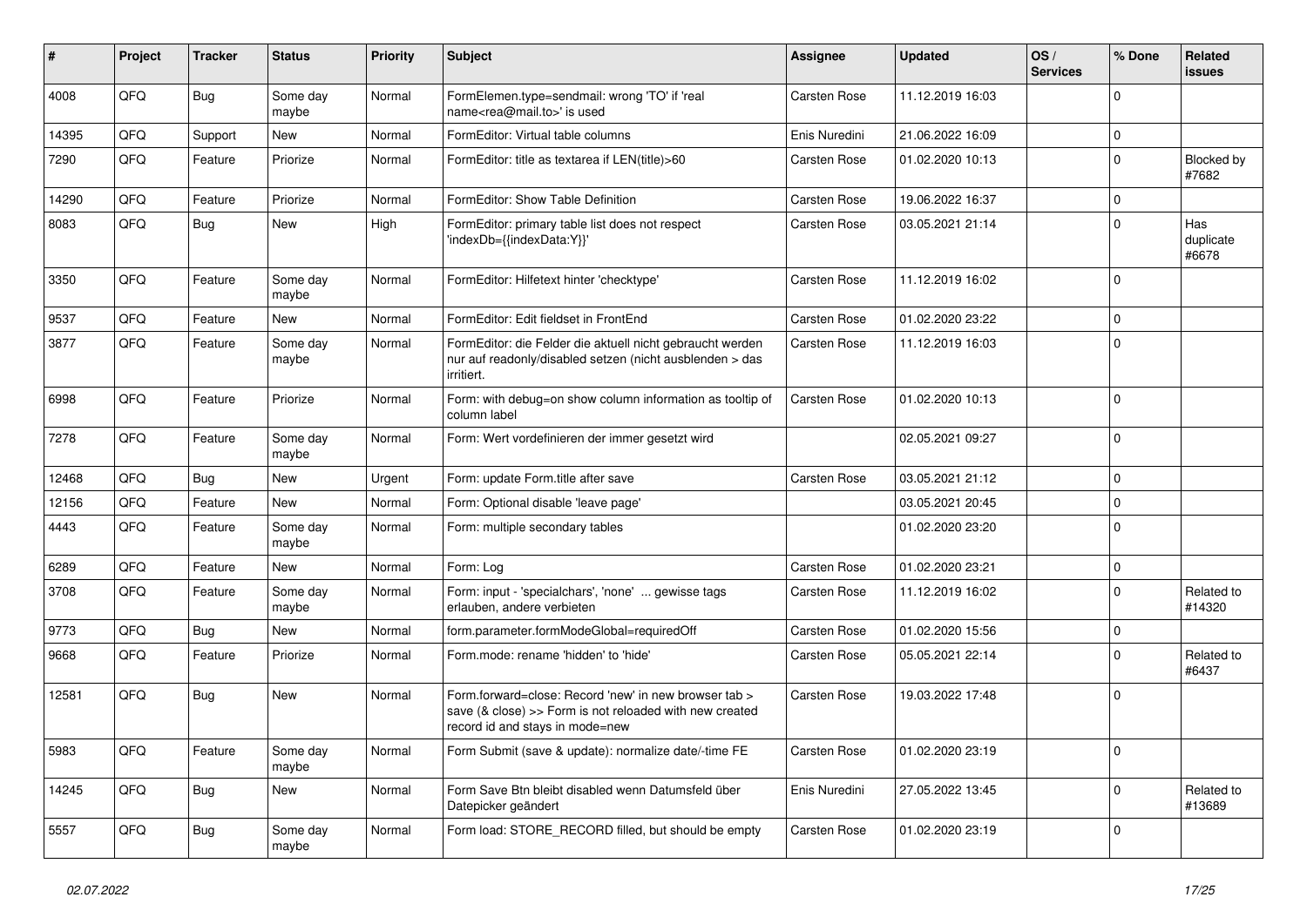| # | Project | Tracker | Status | Priority | Subject | Assignee | Updated | OS / Services | % Done | Related issues |
|---|---|---|---|---|---|---|---|---|---|---|
| 4008 | QFQ | Bug | Some day maybe | Normal | FormElemen.type=sendmail: wrong 'TO' if 'real name<rea@mail.to>' is used | Carsten Rose | 11.12.2019 16:03 | | 0 | |
| 14395 | QFQ | Support | New | Normal | FormEditor: Virtual table columns | Enis Nuredini | 21.06.2022 16:09 | | 0 | |
| 7290 | QFQ | Feature | Priorize | Normal | FormEditor: title as textarea if LEN(title)>60 | Carsten Rose | 01.02.2020 10:13 | | 0 | Blocked by #7682 |
| 14290 | QFQ | Feature | Priorize | Normal | FormEditor: Show Table Definition | Carsten Rose | 19.06.2022 16:37 | | 0 | |
| 8083 | QFQ | Bug | New | High | FormEditor: primary table list does not respect 'indexDb={{indexData:Y}}' | Carsten Rose | 03.05.2021 21:14 | | 0 | Has duplicate #6678 |
| 3350 | QFQ | Feature | Some day maybe | Normal | FormEditor: Hilfetext hinter 'checktype' | Carsten Rose | 11.12.2019 16:02 | | 0 | |
| 9537 | QFQ | Feature | New | Normal | FormEditor: Edit fieldset in FrontEnd | Carsten Rose | 01.02.2020 23:22 | | 0 | |
| 3877 | QFQ | Feature | Some day maybe | Normal | FormEditor: die Felder die aktuell nicht gebraucht werden nur auf readonly/disabled setzen (nicht ausblenden > das irritiert. | Carsten Rose | 11.12.2019 16:03 | | 0 | |
| 6998 | QFQ | Feature | Priorize | Normal | Form: with debug=on show column information as tooltip of column label | Carsten Rose | 01.02.2020 10:13 | | 0 | |
| 7278 | QFQ | Feature | Some day maybe | Normal | Form: Wert vordefinieren der immer gesetzt wird | | 02.05.2021 09:27 | | 0 | |
| 12468 | QFQ | Bug | New | Urgent | Form: update Form.title after save | Carsten Rose | 03.05.2021 21:12 | | 0 | |
| 12156 | QFQ | Feature | New | Normal | Form: Optional disable 'leave page' | | 03.05.2021 20:45 | | 0 | |
| 4443 | QFQ | Feature | Some day maybe | Normal | Form: multiple secondary tables | | 01.02.2020 23:20 | | 0 | |
| 6289 | QFQ | Feature | New | Normal | Form: Log | Carsten Rose | 01.02.2020 23:21 | | 0 | |
| 3708 | QFQ | Feature | Some day maybe | Normal | Form: input - 'specialchars', 'none' ... gewisse tags erlauben, andere verbieten | Carsten Rose | 11.12.2019 16:02 | | 0 | Related to #14320 |
| 9773 | QFQ | Bug | New | Normal | form.parameter.formModeGlobal=requiredOff | Carsten Rose | 01.02.2020 15:56 | | 0 | |
| 9668 | QFQ | Feature | Priorize | Normal | Form.mode: rename 'hidden' to 'hide' | Carsten Rose | 05.05.2021 22:14 | | 0 | Related to #6437 |
| 12581 | QFQ | Bug | New | Normal | Form.forward=close: Record 'new' in new browser tab > save (& close) >> Form is not reloaded with new created record id and stays in mode=new | Carsten Rose | 19.03.2022 17:48 | | 0 | |
| 5983 | QFQ | Feature | Some day maybe | Normal | Form Submit (save & update): normalize date/-time FE | Carsten Rose | 01.02.2020 23:19 | | 0 | |
| 14245 | QFQ | Bug | New | Normal | Form Save Btn bleibt disabled wenn Datumsfeld über Datepicker geändert | Enis Nuredini | 27.05.2022 13:45 | | 0 | Related to #13689 |
| 5557 | QFQ | Bug | Some day maybe | Normal | Form load: STORE_RECORD filled, but should be empty | Carsten Rose | 01.02.2020 23:19 | | 0 | |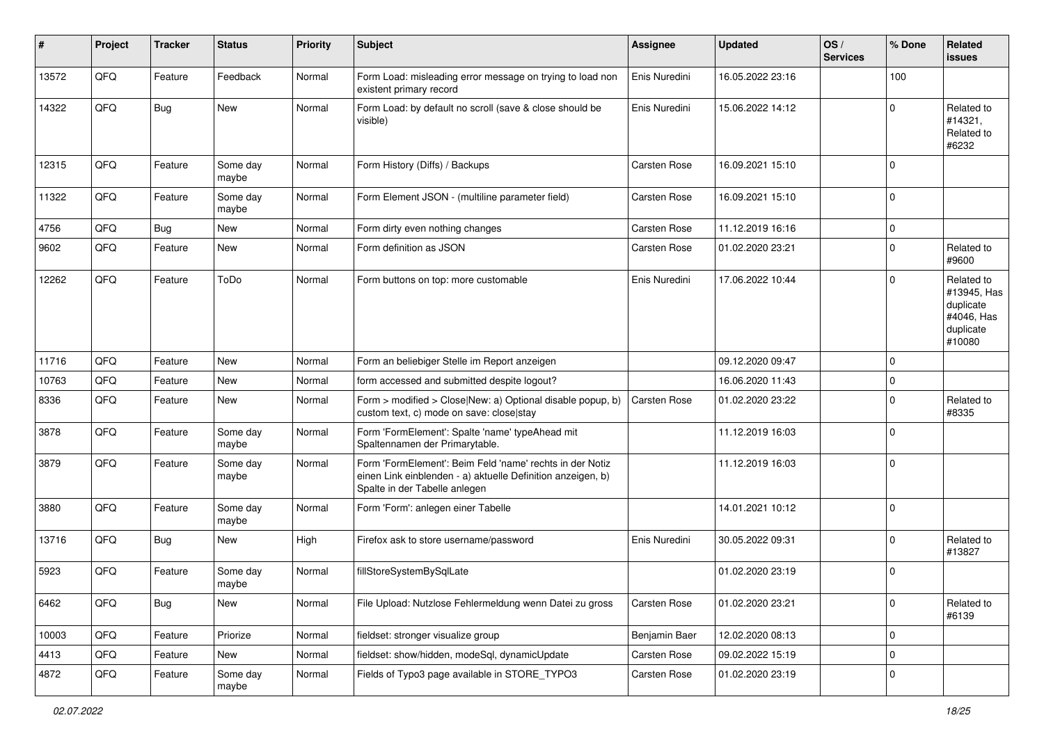| # | Project | Tracker | Status | Priority | Subject | Assignee | Updated | OS / Services | % Done | Related issues |
|---|---|---|---|---|---|---|---|---|---|---|
| 13572 | QFQ | Feature | Feedback | Normal | Form Load: misleading error message on trying to load non existent primary record | Enis Nuredini | 16.05.2022 23:16 | | 100 | |
| 14322 | QFQ | Bug | New | Normal | Form Load: by default no scroll (save & close should be visible) | Enis Nuredini | 15.06.2022 14:12 | | 0 | Related to #14321, Related to #6232 |
| 12315 | QFQ | Feature | Some day maybe | Normal | Form History (Diffs) / Backups | Carsten Rose | 16.09.2021 15:10 | | 0 | |
| 11322 | QFQ | Feature | Some day maybe | Normal | Form Element JSON - (multiline parameter field) | Carsten Rose | 16.09.2021 15:10 | | 0 | |
| 4756 | QFQ | Bug | New | Normal | Form dirty even nothing changes | Carsten Rose | 11.12.2019 16:16 | | 0 | |
| 9602 | QFQ | Feature | New | Normal | Form definition as JSON | Carsten Rose | 01.02.2020 23:21 | | 0 | Related to #9600 |
| 12262 | QFQ | Feature | ToDo | Normal | Form buttons on top: more customable | Enis Nuredini | 17.06.2022 10:44 | | 0 | Related to #13945, Has duplicate #4046, Has duplicate #10080 |
| 11716 | QFQ | Feature | New | Normal | Form an beliebiger Stelle im Report anzeigen | | 09.12.2020 09:47 | | 0 | |
| 10763 | QFQ | Feature | New | Normal | form accessed and submitted despite logout? | | 16.06.2020 11:43 | | 0 | |
| 8336 | QFQ | Feature | New | Normal | Form > modified > Close\|New: a) Optional disable popup, b) custom text, c) mode on save: close\|stay | Carsten Rose | 01.02.2020 23:22 | | 0 | Related to #8335 |
| 3878 | QFQ | Feature | Some day maybe | Normal | Form 'FormElement': Spalte 'name' typeAhead mit Spaltennamen der Primarytable. | | 11.12.2019 16:03 | | 0 | |
| 3879 | QFQ | Feature | Some day maybe | Normal | Form 'FormElement': Beim Feld 'name' rechts in der Notiz einen Link einblenden - a) aktuelle Definition anzeigen, b) Spalte in der Tabelle anlegen | | 11.12.2019 16:03 | | 0 | |
| 3880 | QFQ | Feature | Some day maybe | Normal | Form 'Form': anlegen einer Tabelle | | 14.01.2021 10:12 | | 0 | |
| 13716 | QFQ | Bug | New | High | Firefox ask to store username/password | Enis Nuredini | 30.05.2022 09:31 | | 0 | Related to #13827 |
| 5923 | QFQ | Feature | Some day maybe | Normal | fillStoreSystemBySqlLate | | 01.02.2020 23:19 | | 0 | |
| 6462 | QFQ | Bug | New | Normal | File Upload: Nutzlose Fehlermeldung wenn Datei zu gross | Carsten Rose | 01.02.2020 23:21 | | 0 | Related to #6139 |
| 10003 | QFQ | Feature | Priorize | Normal | fieldset: stronger visualize group | Benjamin Baer | 12.02.2020 08:13 | | 0 | |
| 4413 | QFQ | Feature | New | Normal | fieldset: show/hidden, modeSql, dynamicUpdate | Carsten Rose | 09.02.2022 15:19 | | 0 | |
| 4872 | QFQ | Feature | Some day maybe | Normal | Fields of Typo3 page available in STORE_TYPO3 | Carsten Rose | 01.02.2020 23:19 | | 0 | |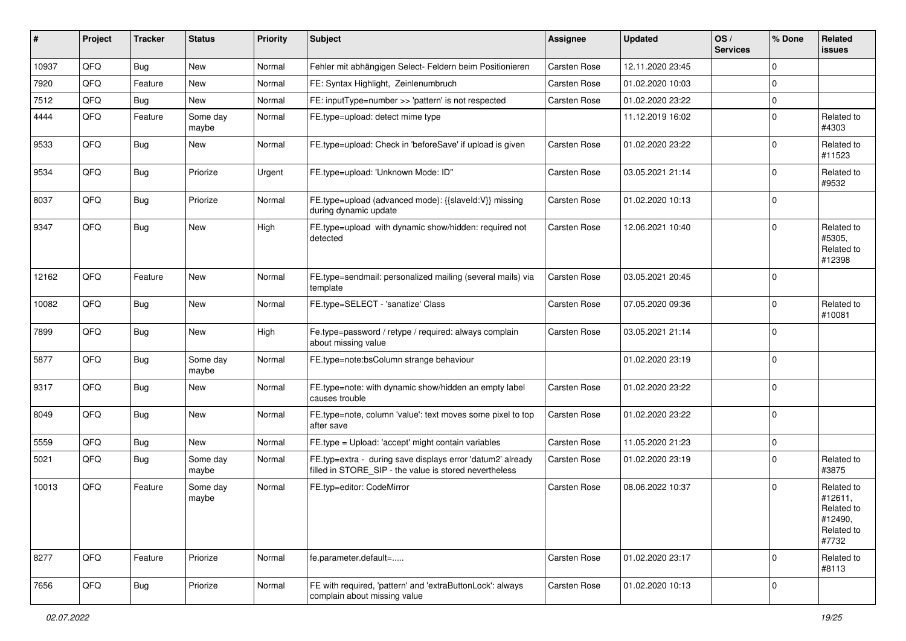| # | Project | Tracker | Status | Priority | Subject | Assignee | Updated | OS / Services | % Done | Related issues |
|---|---|---|---|---|---|---|---|---|---|---|
| 10937 | QFQ | Bug | New | Normal | Fehler mit abhängigen Select- Feldern beim Positionieren | Carsten Rose | 12.11.2020 23:45 | | 0 | |
| 7920 | QFQ | Feature | New | Normal | FE: Syntax Highlight, Zeinlenumbruch | Carsten Rose | 01.02.2020 10:03 | | 0 | |
| 7512 | QFQ | Bug | New | Normal | FE: inputType=number >> 'pattern' is not respected | Carsten Rose | 01.02.2020 23:22 | | 0 | |
| 4444 | QFQ | Feature | Some day maybe | Normal | FE.type=upload: detect mime type | | 11.12.2019 16:02 | | 0 | Related to #4303 |
| 9533 | QFQ | Bug | New | Normal | FE.type=upload: Check in 'beforeSave' if upload is given | Carsten Rose | 01.02.2020 23:22 | | 0 | Related to #11523 |
| 9534 | QFQ | Bug | Priorize | Urgent | FE.type=upload: 'Unknown Mode: ID" | Carsten Rose | 03.05.2021 21:14 | | 0 | Related to #9532 |
| 8037 | QFQ | Bug | Priorize | Normal | FE.type=upload (advanced mode): {{slaveId:V}} missing during dynamic update | Carsten Rose | 01.02.2020 10:13 | | 0 | |
| 9347 | QFQ | Bug | New | High | FE.type=upload with dynamic show/hidden: required not detected | Carsten Rose | 12.06.2021 10:40 | | 0 | Related to #5305, Related to #12398 |
| 12162 | QFQ | Feature | New | Normal | FE.type=sendmail: personalized mailing (several mails) via template | Carsten Rose | 03.05.2021 20:45 | | 0 | |
| 10082 | QFQ | Bug | New | Normal | FE.type=SELECT - 'sanatize' Class | Carsten Rose | 07.05.2020 09:36 | | 0 | Related to #10081 |
| 7899 | QFQ | Bug | New | High | Fe.type=password / retype / required: always complain about missing value | Carsten Rose | 03.05.2021 21:14 | | 0 | |
| 5877 | QFQ | Bug | Some day maybe | Normal | FE.type=note:bsColumn strange behaviour | | 01.02.2020 23:19 | | 0 | |
| 9317 | QFQ | Bug | New | Normal | FE.type=note: with dynamic show/hidden an empty label causes trouble | Carsten Rose | 01.02.2020 23:22 | | 0 | |
| 8049 | QFQ | Bug | New | Normal | FE.type=note, column 'value': text moves some pixel to top after save | Carsten Rose | 01.02.2020 23:22 | | 0 | |
| 5559 | QFQ | Bug | New | Normal | FE.type = Upload: 'accept' might contain variables | Carsten Rose | 11.05.2020 21:23 | | 0 | |
| 5021 | QFQ | Bug | Some day maybe | Normal | FE.typ=extra - during save displays error 'datum2' already filled in STORE_SIP - the value is stored nevertheless | Carsten Rose | 01.02.2020 23:19 | | 0 | Related to #3875 |
| 10013 | QFQ | Feature | Some day maybe | Normal | FE.typ=editor: CodeMirror | Carsten Rose | 08.06.2022 10:37 | | 0 | Related to #12611, Related to #12490, Related to #7732 |
| 8277 | QFQ | Feature | Priorize | Normal | fe.parameter.default=..... | Carsten Rose | 01.02.2020 23:17 | | 0 | Related to #8113 |
| 7656 | QFQ | Bug | Priorize | Normal | FE with required, 'pattern' and 'extraButtonLock': always complain about missing value | Carsten Rose | 01.02.2020 10:13 | | 0 | |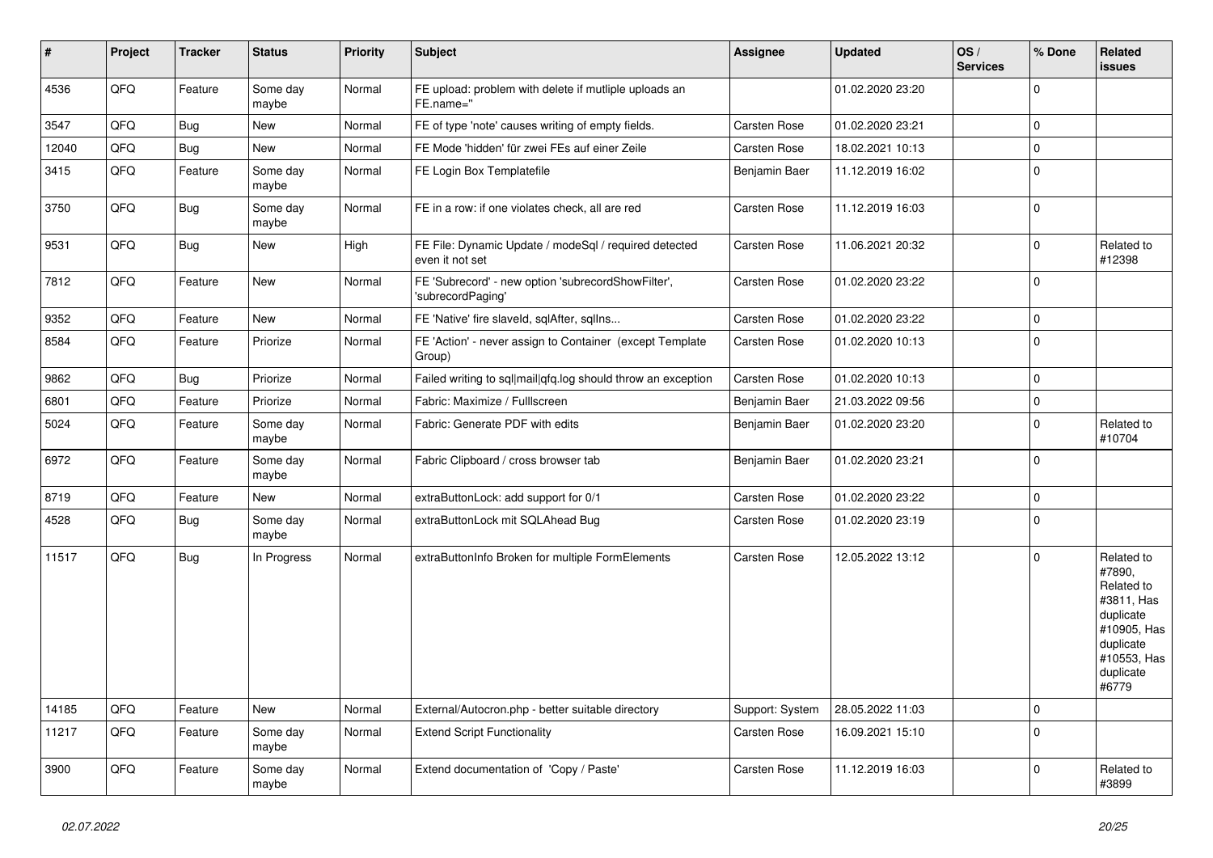| # | Project | Tracker | Status | Priority | Subject | Assignee | Updated | OS / Services | % Done | Related issues |
|---|---|---|---|---|---|---|---|---|---|---|
| 4536 | QFQ | Feature | Some day maybe | Normal | FE upload: problem with delete if mutliple uploads an FE.name=" | | 01.02.2020 23:20 | | 0 | |
| 3547 | QFQ | Bug | New | Normal | FE of type 'note' causes writing of empty fields. | Carsten Rose | 01.02.2020 23:21 | | 0 | |
| 12040 | QFQ | Bug | New | Normal | FE Mode 'hidden' für zwei FEs auf einer Zeile | Carsten Rose | 18.02.2021 10:13 | | 0 | |
| 3415 | QFQ | Feature | Some day maybe | Normal | FE Login Box Templatefile | Benjamin Baer | 11.12.2019 16:02 | | 0 | |
| 3750 | QFQ | Bug | Some day maybe | Normal | FE in a row: if one violates check, all are red | Carsten Rose | 11.12.2019 16:03 | | 0 | |
| 9531 | QFQ | Bug | New | High | FE File: Dynamic Update / modeSql / required detected even it not set | Carsten Rose | 11.06.2021 20:32 | | 0 | Related to #12398 |
| 7812 | QFQ | Feature | New | Normal | FE 'Subrecord' - new option 'subrecordShowFilter', 'subrecordPaging' | Carsten Rose | 01.02.2020 23:22 | | 0 | |
| 9352 | QFQ | Feature | New | Normal | FE 'Native' fire slaveId, sqlAfter, sqlIns... | Carsten Rose | 01.02.2020 23:22 | | 0 | |
| 8584 | QFQ | Feature | Priorize | Normal | FE 'Action' - never assign to Container (except Template Group) | Carsten Rose | 01.02.2020 10:13 | | 0 | |
| 9862 | QFQ | Bug | Priorize | Normal | Failed writing to sql\|mail\|qfq.log should throw an exception | Carsten Rose | 01.02.2020 10:13 | | 0 | |
| 6801 | QFQ | Feature | Priorize | Normal | Fabric: Maximize / FullIscreen | Benjamin Baer | 21.03.2022 09:56 | | 0 | |
| 5024 | QFQ | Feature | Some day maybe | Normal | Fabric: Generate PDF with edits | Benjamin Baer | 01.02.2020 23:20 | | 0 | Related to #10704 |
| 6972 | QFQ | Feature | Some day maybe | Normal | Fabric Clipboard / cross browser tab | Benjamin Baer | 01.02.2020 23:21 | | 0 | |
| 8719 | QFQ | Feature | New | Normal | extraButtonLock: add support for 0/1 | Carsten Rose | 01.02.2020 23:22 | | 0 | |
| 4528 | QFQ | Bug | Some day maybe | Normal | extraButtonLock mit SQLAhead Bug | Carsten Rose | 01.02.2020 23:19 | | 0 | |
| 11517 | QFQ | Bug | In Progress | Normal | extraButtonInfo Broken for multiple FormElements | Carsten Rose | 12.05.2022 13:12 | | 0 | Related to #7890, Related to #3811, Has duplicate #10905, Has duplicate #10553, Has duplicate #6779 |
| 14185 | QFQ | Feature | New | Normal | External/Autocron.php - better suitable directory | Support: System | 28.05.2022 11:03 | | 0 | |
| 11217 | QFQ | Feature | Some day maybe | Normal | Extend Script Functionality | Carsten Rose | 16.09.2021 15:10 | | 0 | |
| 3900 | QFQ | Feature | Some day maybe | Normal | Extend documentation of 'Copy / Paste' | Carsten Rose | 11.12.2019 16:03 | | 0 | Related to #3899 |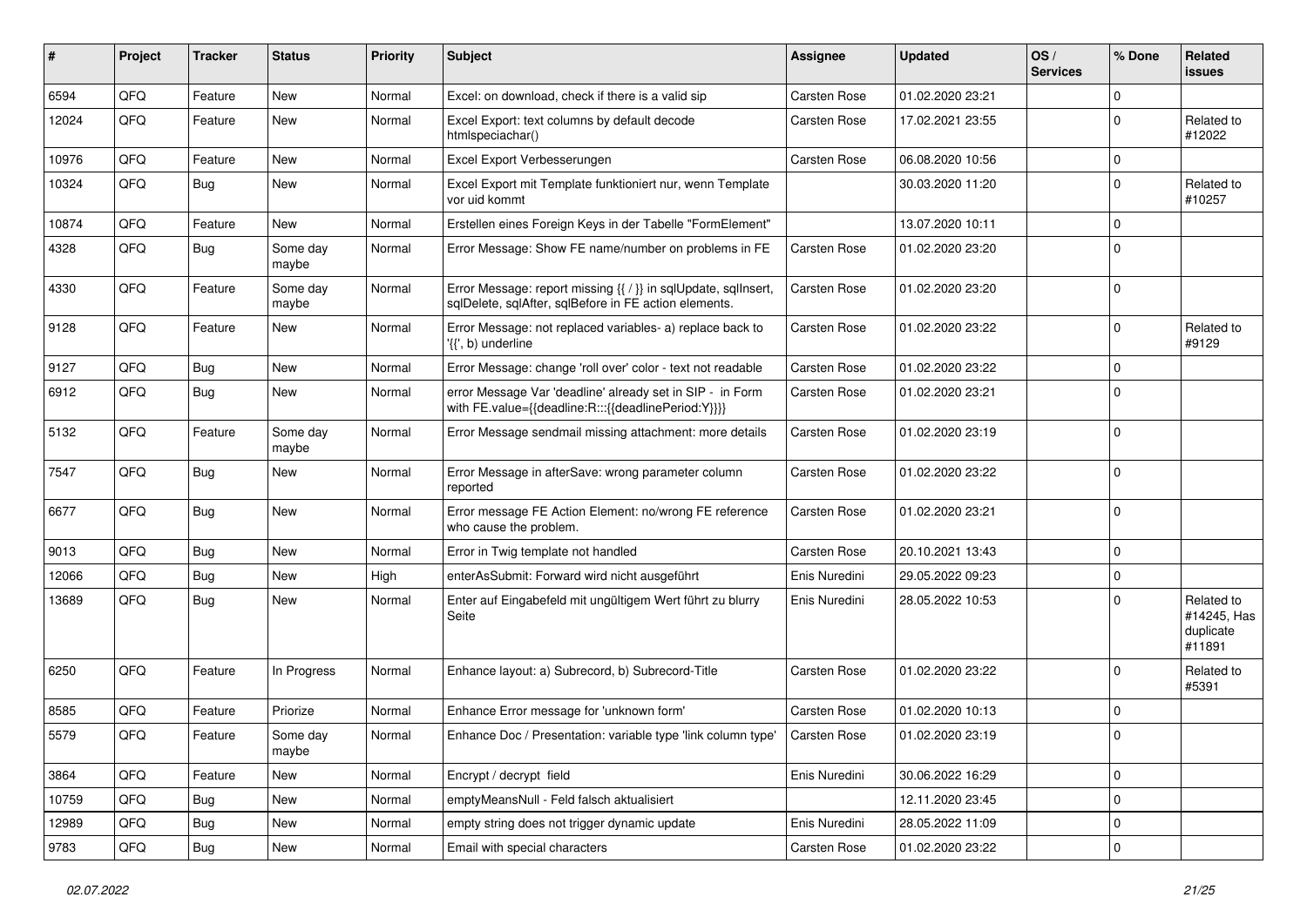| # | Project | Tracker | Status | Priority | Subject | Assignee | Updated | OS / Services | % Done | Related issues |
|---|---|---|---|---|---|---|---|---|---|---|
| 6594 | QFQ | Feature | New | Normal | Excel: on download, check if there is a valid sip | Carsten Rose | 01.02.2020 23:21 | | 0 | |
| 12024 | QFQ | Feature | New | Normal | Excel Export: text columns by default decode htmlspeciachar() | Carsten Rose | 17.02.2021 23:55 | | 0 | Related to #12022 |
| 10976 | QFQ | Feature | New | Normal | Excel Export Verbesserungen | Carsten Rose | 06.08.2020 10:56 | | 0 | |
| 10324 | QFQ | Bug | New | Normal | Excel Export mit Template funktioniert nur, wenn Template vor uid kommt | | 30.03.2020 11:20 | | 0 | Related to #10257 |
| 10874 | QFQ | Feature | New | Normal | Erstellen eines Foreign Keys in der Tabelle "FormElement" | | 13.07.2020 10:11 | | 0 | |
| 4328 | QFQ | Bug | Some day maybe | Normal | Error Message: Show FE name/number on problems in FE | Carsten Rose | 01.02.2020 23:20 | | 0 | |
| 4330 | QFQ | Feature | Some day maybe | Normal | Error Message: report missing {{ / }} in sqlUpdate, sqlInsert, sqlDelete, sqlAfter, sqlBefore in FE action elements. | Carsten Rose | 01.02.2020 23:20 | | 0 | |
| 9128 | QFQ | Feature | New | Normal | Error Message: not replaced variables- a) replace back to '{{', b) underline | Carsten Rose | 01.02.2020 23:22 | | 0 | Related to #9129 |
| 9127 | QFQ | Bug | New | Normal | Error Message: change 'roll over' color - text not readable | Carsten Rose | 01.02.2020 23:22 | | 0 | |
| 6912 | QFQ | Bug | New | Normal | error Message Var 'deadline' already set in SIP - in Form with FE.value={{deadline:R:::{{deadlinePeriod:Y}}}} | Carsten Rose | 01.02.2020 23:21 | | 0 | |
| 5132 | QFQ | Feature | Some day maybe | Normal | Error Message sendmail missing attachment: more details | Carsten Rose | 01.02.2020 23:19 | | 0 | |
| 7547 | QFQ | Bug | New | Normal | Error Message in afterSave: wrong parameter column reported | Carsten Rose | 01.02.2020 23:22 | | 0 | |
| 6677 | QFQ | Bug | New | Normal | Error message FE Action Element: no/wrong FE reference who cause the problem. | Carsten Rose | 01.02.2020 23:21 | | 0 | |
| 9013 | QFQ | Bug | New | Normal | Error in Twig template not handled | Carsten Rose | 20.10.2021 13:43 | | 0 | |
| 12066 | QFQ | Bug | New | High | enterAsSubmit: Forward wird nicht ausgeführt | Enis Nuredini | 29.05.2022 09:23 | | 0 | |
| 13689 | QFQ | Bug | New | Normal | Enter auf Eingabefeld mit ungültigem Wert führt zu blurry Seite | Enis Nuredini | 28.05.2022 10:53 | | 0 | Related to #14245, Has duplicate #11891 |
| 6250 | QFQ | Feature | In Progress | Normal | Enhance layout: a) Subrecord, b) Subrecord-Title | Carsten Rose | 01.02.2020 23:22 | | 0 | Related to #5391 |
| 8585 | QFQ | Feature | Priorize | Normal | Enhance Error message for 'unknown form' | Carsten Rose | 01.02.2020 10:13 | | 0 | |
| 5579 | QFQ | Feature | Some day maybe | Normal | Enhance Doc / Presentation: variable type 'link column type' | Carsten Rose | 01.02.2020 23:19 | | 0 | |
| 3864 | QFQ | Feature | New | Normal | Encrypt / decrypt field | Enis Nuredini | 30.06.2022 16:29 | | 0 | |
| 10759 | QFQ | Bug | New | Normal | emptyMeansNull - Feld falsch aktualisiert | | 12.11.2020 23:45 | | 0 | |
| 12989 | QFQ | Bug | New | Normal | empty string does not trigger dynamic update | Enis Nuredini | 28.05.2022 11:09 | | 0 | |
| 9783 | QFQ | Bug | New | Normal | Email with special characters | Carsten Rose | 01.02.2020 23:22 | | 0 | |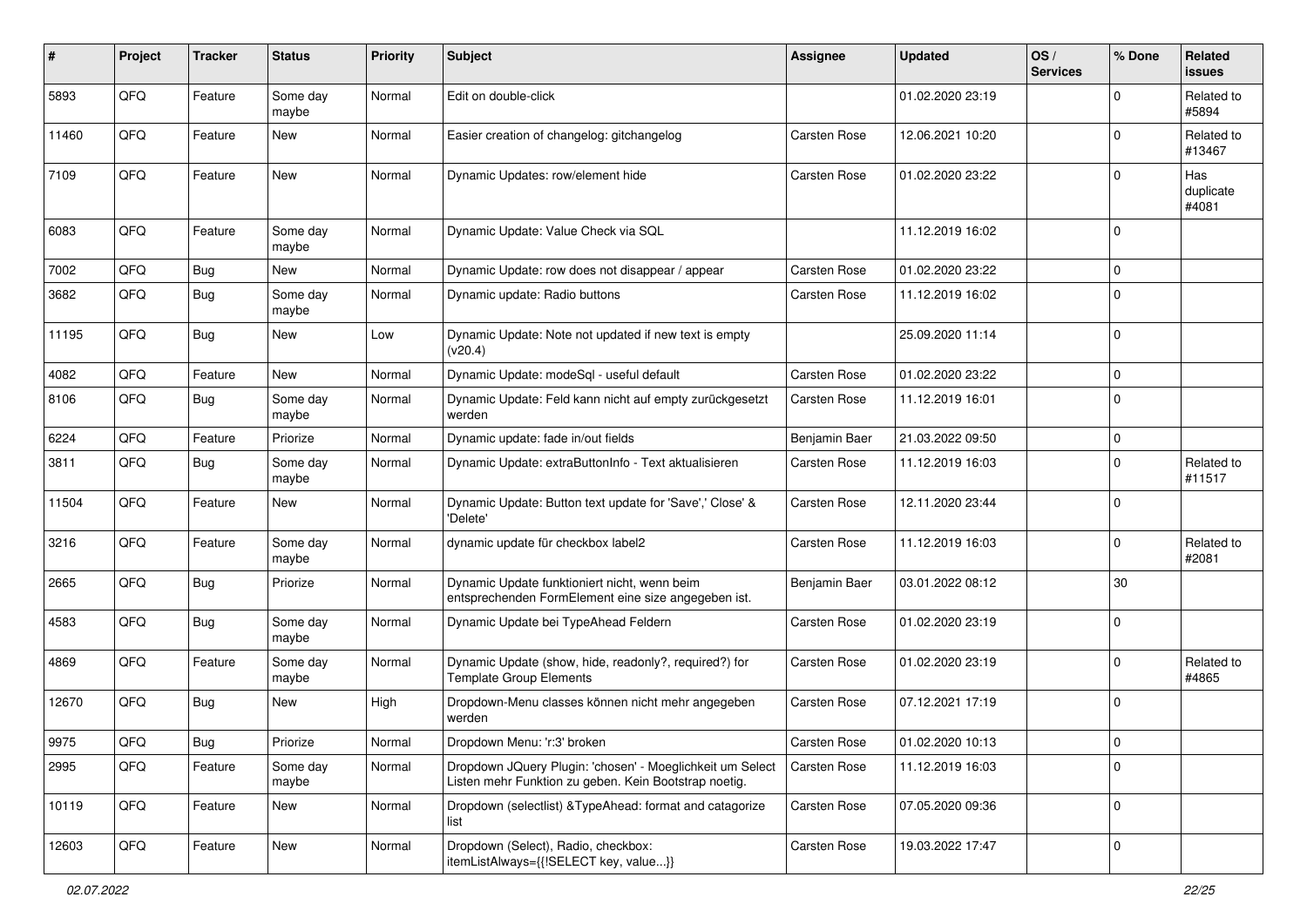| # | Project | Tracker | Status | Priority | Subject | Assignee | Updated | OS / Services | % Done | Related issues |
|---|---|---|---|---|---|---|---|---|---|---|
| 5893 | QFQ | Feature | Some day maybe | Normal | Edit on double-click | | 01.02.2020 23:19 | | 0 | Related to #5894 |
| 11460 | QFQ | Feature | New | Normal | Easier creation of changelog: gitchangelog | Carsten Rose | 12.06.2021 10:20 | | 0 | Related to #13467 |
| 7109 | QFQ | Feature | New | Normal | Dynamic Updates: row/element hide | Carsten Rose | 01.02.2020 23:22 | | 0 | Has duplicate #4081 |
| 6083 | QFQ | Feature | Some day maybe | Normal | Dynamic Update: Value Check via SQL | | 11.12.2019 16:02 | | 0 | |
| 7002 | QFQ | Bug | New | Normal | Dynamic Update: row does not disappear / appear | Carsten Rose | 01.02.2020 23:22 | | 0 | |
| 3682 | QFQ | Bug | Some day maybe | Normal | Dynamic update: Radio buttons | Carsten Rose | 11.12.2019 16:02 | | 0 | |
| 11195 | QFQ | Bug | New | Low | Dynamic Update: Note not updated if new text is empty (v20.4) | | 25.09.2020 11:14 | | 0 | |
| 4082 | QFQ | Feature | New | Normal | Dynamic Update: modeSql - useful default | Carsten Rose | 01.02.2020 23:22 | | 0 | |
| 8106 | QFQ | Bug | Some day maybe | Normal | Dynamic Update: Feld kann nicht auf empty zurückgesetzt werden | Carsten Rose | 11.12.2019 16:01 | | 0 | |
| 6224 | QFQ | Feature | Priorize | Normal | Dynamic update: fade in/out fields | Benjamin Baer | 21.03.2022 09:50 | | 0 | |
| 3811 | QFQ | Bug | Some day maybe | Normal | Dynamic Update: extraButtonInfo - Text aktualisieren | Carsten Rose | 11.12.2019 16:03 | | 0 | Related to #11517 |
| 11504 | QFQ | Feature | New | Normal | Dynamic Update: Button text update for 'Save',' Close' & 'Delete' | Carsten Rose | 12.11.2020 23:44 | | 0 | |
| 3216 | QFQ | Feature | Some day maybe | Normal | dynamic update für checkbox label2 | Carsten Rose | 11.12.2019 16:03 | | 0 | Related to #2081 |
| 2665 | QFQ | Bug | Priorize | Normal | Dynamic Update funktioniert nicht, wenn beim entsprechenden FormElement eine size angegeben ist. | Benjamin Baer | 03.01.2022 08:12 | | 30 | |
| 4583 | QFQ | Bug | Some day maybe | Normal | Dynamic Update bei TypeAhead Feldern | Carsten Rose | 01.02.2020 23:19 | | 0 | |
| 4869 | QFQ | Feature | Some day maybe | Normal | Dynamic Update (show, hide, readonly?, required?) for Template Group Elements | Carsten Rose | 01.02.2020 23:19 | | 0 | Related to #4865 |
| 12670 | QFQ | Bug | New | High | Dropdown-Menu classes können nicht mehr angegeben werden | Carsten Rose | 07.12.2021 17:19 | | 0 | |
| 9975 | QFQ | Bug | Priorize | Normal | Dropdown Menu: 'r:3' broken | Carsten Rose | 01.02.2020 10:13 | | 0 | |
| 2995 | QFQ | Feature | Some day maybe | Normal | Dropdown JQuery Plugin: 'chosen' - Moeglichkeit um Select Listen mehr Funktion zu geben. Kein Bootstrap noetig. | Carsten Rose | 11.12.2019 16:03 | | 0 | |
| 10119 | QFQ | Feature | New | Normal | Dropdown (selectlist) &TypeAhead: format and catagorize list | Carsten Rose | 07.05.2020 09:36 | | 0 | |
| 12603 | QFQ | Feature | New | Normal | Dropdown (Select), Radio, checkbox: itemListAlways={{!SELECT key, value...}} | Carsten Rose | 19.03.2022 17:47 | | 0 | |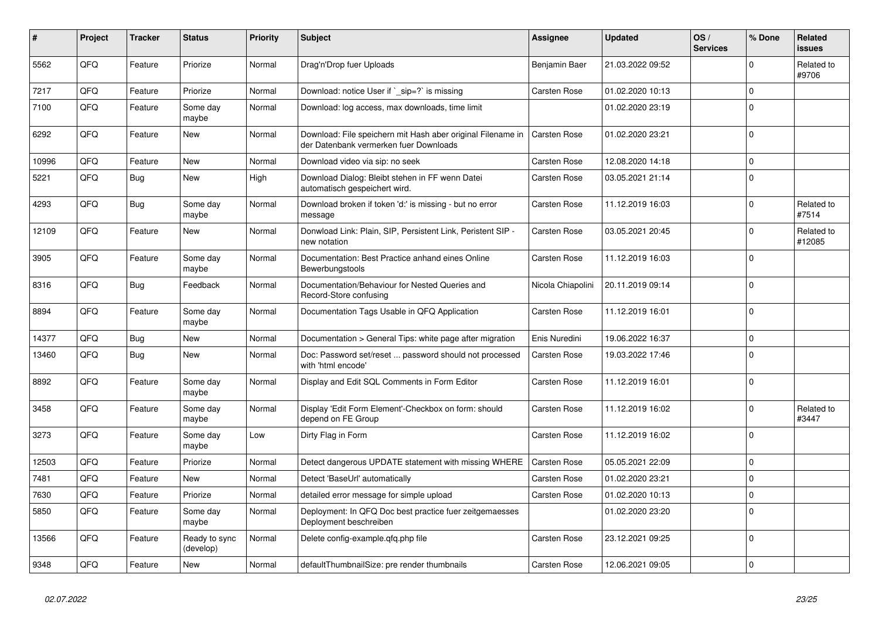| # | Project | Tracker | Status | Priority | Subject | Assignee | Updated | OS / Services | % Done | Related issues |
|---|---|---|---|---|---|---|---|---|---|---|
| 5562 | QFQ | Feature | Priorize | Normal | Drag'n'Drop fuer Uploads | Benjamin Baer | 21.03.2022 09:52 | | 0 | Related to #9706 |
| 7217 | QFQ | Feature | Priorize | Normal | Download: notice User if `_sip=?` is missing | Carsten Rose | 01.02.2020 10:13 | | 0 | |
| 7100 | QFQ | Feature | Some day maybe | Normal | Download: log access, max downloads, time limit | | 01.02.2020 23:19 | | 0 | |
| 6292 | QFQ | Feature | New | Normal | Download: File speichern mit Hash aber original Filename in der Datenbank vermerken fuer Downloads | Carsten Rose | 01.02.2020 23:21 | | 0 | |
| 10996 | QFQ | Feature | New | Normal | Download video via sip: no seek | Carsten Rose | 12.08.2020 14:18 | | 0 | |
| 5221 | QFQ | Bug | New | High | Download Dialog: Bleibt stehen in FF wenn Datei automatisch gespeichert wird. | Carsten Rose | 03.05.2021 21:14 | | 0 | |
| 4293 | QFQ | Bug | Some day maybe | Normal | Download broken if token 'd:' is missing - but no error message | Carsten Rose | 11.12.2019 16:03 | | 0 | Related to #7514 |
| 12109 | QFQ | Feature | New | Normal | Donwload Link: Plain, SIP, Persistent Link, Peristent SIP - new notation | Carsten Rose | 03.05.2021 20:45 | | 0 | Related to #12085 |
| 3905 | QFQ | Feature | Some day maybe | Normal | Documentation: Best Practice anhand eines Online Bewerbungstools | Carsten Rose | 11.12.2019 16:03 | | 0 | |
| 8316 | QFQ | Bug | Feedback | Normal | Documentation/Behaviour for Nested Queries and Record-Store confusing | Nicola Chiapolini | 20.11.2019 09:14 | | 0 | |
| 8894 | QFQ | Feature | Some day maybe | Normal | Documentation Tags Usable in QFQ Application | Carsten Rose | 11.12.2019 16:01 | | 0 | |
| 14377 | QFQ | Bug | New | Normal | Documentation > General Tips: white page after migration | Enis Nuredini | 19.06.2022 16:37 | | 0 | |
| 13460 | QFQ | Bug | New | Normal | Doc: Password set/reset ... password should not processed with 'html encode' | Carsten Rose | 19.03.2022 17:46 | | 0 | |
| 8892 | QFQ | Feature | Some day maybe | Normal | Display and Edit SQL Comments in Form Editor | Carsten Rose | 11.12.2019 16:01 | | 0 | |
| 3458 | QFQ | Feature | Some day maybe | Normal | Display 'Edit Form Element'-Checkbox on form: should depend on FE Group | Carsten Rose | 11.12.2019 16:02 | | 0 | Related to #3447 |
| 3273 | QFQ | Feature | Some day maybe | Low | Dirty Flag in Form | Carsten Rose | 11.12.2019 16:02 | | 0 | |
| 12503 | QFQ | Feature | Priorize | Normal | Detect dangerous UPDATE statement with missing WHERE | Carsten Rose | 05.05.2021 22:09 | | 0 | |
| 7481 | QFQ | Feature | New | Normal | Detect 'BaseUrl' automatically | Carsten Rose | 01.02.2020 23:21 | | 0 | |
| 7630 | QFQ | Feature | Priorize | Normal | detailed error message for simple upload | Carsten Rose | 01.02.2020 10:13 | | 0 | |
| 5850 | QFQ | Feature | Some day maybe | Normal | Deployment: In QFQ Doc best practice fuer zeitgemaesses Deployment beschreiben | | 01.02.2020 23:20 | | 0 | |
| 13566 | QFQ | Feature | Ready to sync (develop) | Normal | Delete config-example.qfq.php file | Carsten Rose | 23.12.2021 09:25 | | 0 | |
| 9348 | QFQ | Feature | New | Normal | defaultThumbnailSize: pre render thumbnails | Carsten Rose | 12.06.2021 09:05 | | 0 | |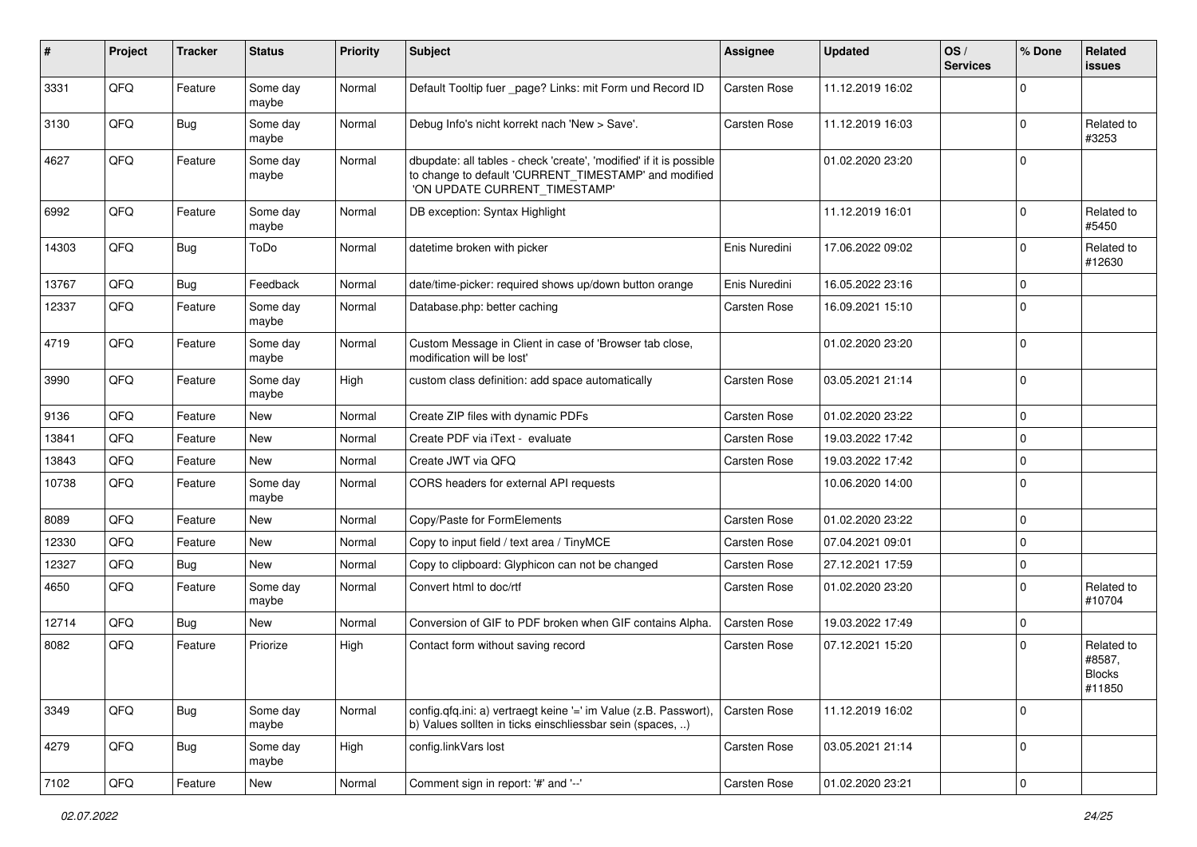| # | Project | Tracker | Status | Priority | Subject | Assignee | Updated | OS / Services | % Done | Related issues |
|---|---|---|---|---|---|---|---|---|---|---|
| 3331 | QFQ | Feature | Some day maybe | Normal | Default Tooltip fuer _page? Links: mit Form und Record ID | Carsten Rose | 11.12.2019 16:02 | | 0 | |
| 3130 | QFQ | Bug | Some day maybe | Normal | Debug Info's nicht korrekt nach 'New > Save'. | Carsten Rose | 11.12.2019 16:03 | | 0 | Related to #3253 |
| 4627 | QFQ | Feature | Some day maybe | Normal | dbupdate: all tables - check 'create', 'modified' if it is possible to change to default 'CURRENT_TIMESTAMP' and modified 'ON UPDATE CURRENT_TIMESTAMP' | | 01.02.2020 23:20 | | 0 | |
| 6992 | QFQ | Feature | Some day maybe | Normal | DB exception: Syntax Highlight | | 11.12.2019 16:01 | | 0 | Related to #5450 |
| 14303 | QFQ | Bug | ToDo | Normal | datetime broken with picker | Enis Nuredini | 17.06.2022 09:02 | | 0 | Related to #12630 |
| 13767 | QFQ | Bug | Feedback | Normal | date/time-picker: required shows up/down button orange | Enis Nuredini | 16.05.2022 23:16 | | 0 | |
| 12337 | QFQ | Feature | Some day maybe | Normal | Database.php: better caching | Carsten Rose | 16.09.2021 15:10 | | 0 | |
| 4719 | QFQ | Feature | Some day maybe | Normal | Custom Message in Client in case of 'Browser tab close, modification will be lost' | | 01.02.2020 23:20 | | 0 | |
| 3990 | QFQ | Feature | Some day maybe | High | custom class definition: add space automatically | Carsten Rose | 03.05.2021 21:14 | | 0 | |
| 9136 | QFQ | Feature | New | Normal | Create ZIP files with dynamic PDFs | Carsten Rose | 01.02.2020 23:22 | | 0 | |
| 13841 | QFQ | Feature | New | Normal | Create PDF via iText - evaluate | Carsten Rose | 19.03.2022 17:42 | | 0 | |
| 13843 | QFQ | Feature | New | Normal | Create JWT via QFQ | Carsten Rose | 19.03.2022 17:42 | | 0 | |
| 10738 | QFQ | Feature | Some day maybe | Normal | CORS headers for external API requests | | 10.06.2020 14:00 | | 0 | |
| 8089 | QFQ | Feature | New | Normal | Copy/Paste for FormElements | Carsten Rose | 01.02.2020 23:22 | | 0 | |
| 12330 | QFQ | Feature | New | Normal | Copy to input field / text area / TinyMCE | Carsten Rose | 07.04.2021 09:01 | | 0 | |
| 12327 | QFQ | Bug | New | Normal | Copy to clipboard: Glyphicon can not be changed | Carsten Rose | 27.12.2021 17:59 | | 0 | |
| 4650 | QFQ | Feature | Some day maybe | Normal | Convert html to doc/rtf | Carsten Rose | 01.02.2020 23:20 | | 0 | Related to #10704 |
| 12714 | QFQ | Bug | New | Normal | Conversion of GIF to PDF broken when GIF contains Alpha. | Carsten Rose | 19.03.2022 17:49 | | 0 | |
| 8082 | QFQ | Feature | Priorize | High | Contact form without saving record | Carsten Rose | 07.12.2021 15:20 | | 0 | Related to #8587, Blocks #11850 |
| 3349 | QFQ | Bug | Some day maybe | Normal | config.qfq.ini: a) vertraegt keine '=' im Value (z.B. Passwort), b) Values sollten in ticks einschliessbar sein (spaces, ..) | Carsten Rose | 11.12.2019 16:02 | | 0 | |
| 4279 | QFQ | Bug | Some day maybe | High | config.linkVars lost | Carsten Rose | 03.05.2021 21:14 | | 0 | |
| 7102 | QFQ | Feature | New | Normal | Comment sign in report: '#' and '--' | Carsten Rose | 01.02.2020 23:21 | | 0 | |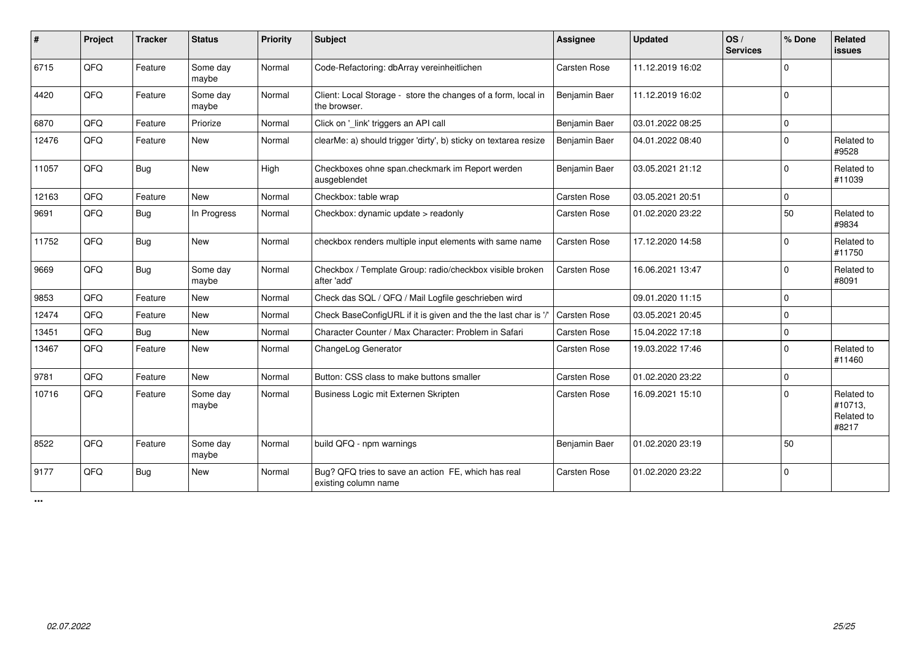| # | Project | Tracker | Status | Priority | Subject | Assignee | Updated | OS / Services | % Done | Related issues |
|---|---|---|---|---|---|---|---|---|---|---|
| 6715 | QFQ | Feature | Some day maybe | Normal | Code-Refactoring: dbArray vereinheitlichen | Carsten Rose | 11.12.2019 16:02 | | 0 | |
| 4420 | QFQ | Feature | Some day maybe | Normal | Client: Local Storage - store the changes of a form, local in the browser. | Benjamin Baer | 11.12.2019 16:02 | | 0 | |
| 6870 | QFQ | Feature | Priorize | Normal | Click on '_link' triggers an API call | Benjamin Baer | 03.01.2022 08:25 | | 0 | |
| 12476 | QFQ | Feature | New | Normal | clearMe: a) should trigger 'dirty', b) sticky on textarea resize | Benjamin Baer | 04.01.2022 08:40 | | 0 | Related to #9528 |
| 11057 | QFQ | Bug | New | High | Checkboxes ohne span.checkmark im Report werden ausgeblendet | Benjamin Baer | 03.05.2021 21:12 | | 0 | Related to #11039 |
| 12163 | QFQ | Feature | New | Normal | Checkbox: table wrap | Carsten Rose | 03.05.2021 20:51 | | 0 | |
| 9691 | QFQ | Bug | In Progress | Normal | Checkbox: dynamic update > readonly | Carsten Rose | 01.02.2020 23:22 | | 50 | Related to #9834 |
| 11752 | QFQ | Bug | New | Normal | checkbox renders multiple input elements with same name | Carsten Rose | 17.12.2020 14:58 | | 0 | Related to #11750 |
| 9669 | QFQ | Bug | Some day maybe | Normal | Checkbox / Template Group: radio/checkbox visible broken after 'add' | Carsten Rose | 16.06.2021 13:47 | | 0 | Related to #8091 |
| 9853 | QFQ | Feature | New | Normal | Check das SQL / QFQ / Mail Logfile geschrieben wird | | 09.01.2020 11:15 | | 0 | |
| 12474 | QFQ | Feature | New | Normal | Check BaseConfigURL if it is given and the the last char is '/' | Carsten Rose | 03.05.2021 20:45 | | 0 | |
| 13451 | QFQ | Bug | New | Normal | Character Counter / Max Character: Problem in Safari | Carsten Rose | 15.04.2022 17:18 | | 0 | |
| 13467 | QFQ | Feature | New | Normal | ChangeLog Generator | Carsten Rose | 19.03.2022 17:46 | | 0 | Related to #11460 |
| 9781 | QFQ | Feature | New | Normal | Button: CSS class to make buttons smaller | Carsten Rose | 01.02.2020 23:22 | | 0 | |
| 10716 | QFQ | Feature | Some day maybe | Normal | Business Logic mit Externen Skripten | Carsten Rose | 16.09.2021 15:10 | | 0 | Related to #10713, Related to #8217 |
| 8522 | QFQ | Feature | Some day maybe | Normal | build QFQ - npm warnings | Benjamin Baer | 01.02.2020 23:19 | | 50 | |
| 9177 | QFQ | Bug | New | Normal | Bug? QFQ tries to save an action FE, which has real existing column name | Carsten Rose | 01.02.2020 23:22 | | 0 | |

...